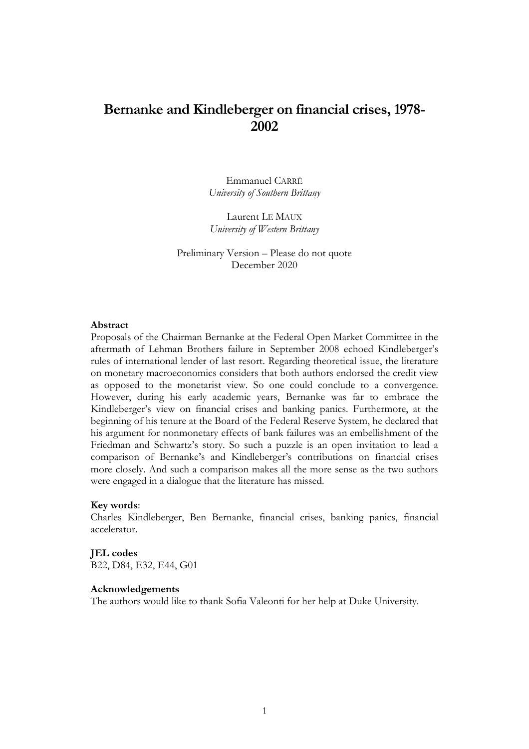# Bernanke and Kindleberger on financial crises, 1978-2002

Emmanuel CARRÉ
*University of Southern Brittany*

Laurent LE MAUX
*University of Western Brittany*

Preliminary Version – Please do not quote
December 2020

**Abstract**

Proposals of the Chairman Bernanke at the Federal Open Market Committee in the aftermath of Lehman Brothers failure in September 2008 echoed Kindleberger's rules of international lender of last resort. Regarding theoretical issue, the literature on monetary macroeconomics considers that both authors endorsed the credit view as opposed to the monetarist view. So one could conclude to a convergence. However, during his early academic years, Bernanke was far to embrace the Kindleberger's view on financial crises and banking panics. Furthermore, at the beginning of his tenure at the Board of the Federal Reserve System, he declared that his argument for nonmonetary effects of bank failures was an embellishment of the Friedman and Schwartz's story. So such a puzzle is an open invitation to lead a comparison of Bernanke's and Kindleberger's contributions on financial crises more closely. And such a comparison makes all the more sense as the two authors were engaged in a dialogue that the literature has missed.

**Key words**:
Charles Kindleberger, Ben Bernanke, financial crises, banking panics, financial accelerator.

**JEL codes**
B22, D84, E32, E44, G01

**Acknowledgements**
The authors would like to thank Sofia Valeonti for her help at Duke University.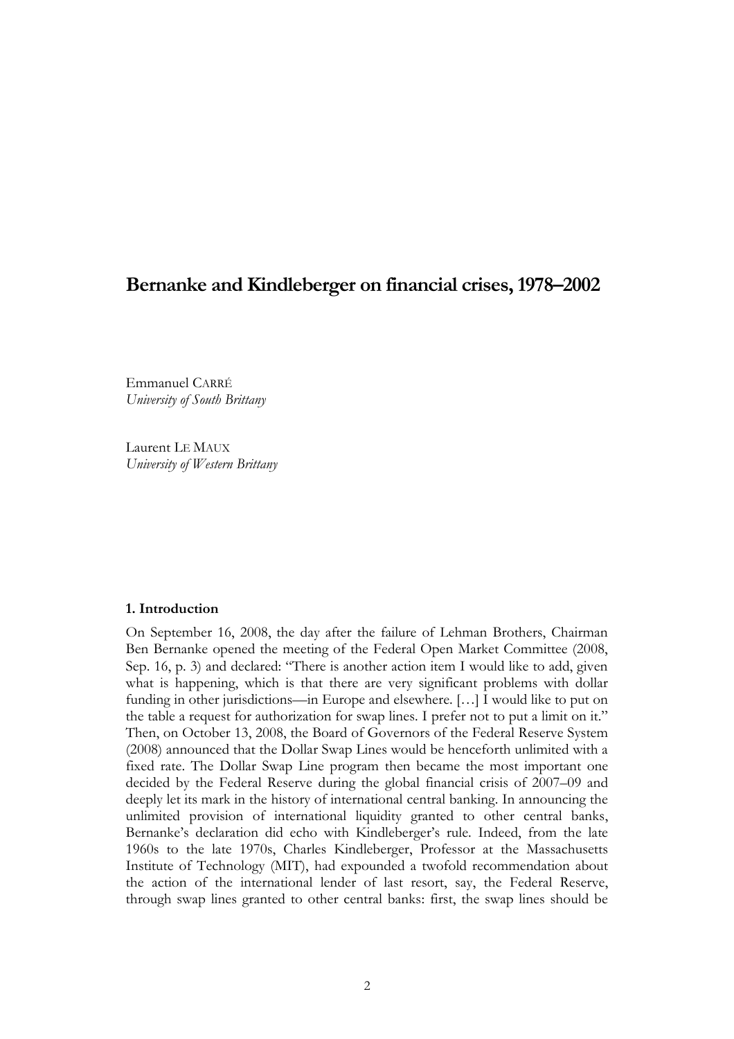# Bernanke and Kindleberger on financial crises, 1978–2002

Emmanuel CARRÉ
*University of South Brittany*

Laurent LE MAUX
*University of Western Brittany*

### 1. Introduction

On September 16, 2008, the day after the failure of Lehman Brothers, Chairman Ben Bernanke opened the meeting of the Federal Open Market Committee (2008, Sep. 16, p. 3) and declared: "There is another action item I would like to add, given what is happening, which is that there are very significant problems with dollar funding in other jurisdictions—in Europe and elsewhere. […] I would like to put on the table a request for authorization for swap lines. I prefer not to put a limit on it." Then, on October 13, 2008, the Board of Governors of the Federal Reserve System (2008) announced that the Dollar Swap Lines would be henceforth unlimited with a fixed rate. The Dollar Swap Line program then became the most important one decided by the Federal Reserve during the global financial crisis of 2007–09 and deeply let its mark in the history of international central banking. In announcing the unlimited provision of international liquidity granted to other central banks, Bernanke's declaration did echo with Kindleberger's rule. Indeed, from the late 1960s to the late 1970s, Charles Kindleberger, Professor at the Massachusetts Institute of Technology (MIT), had expounded a twofold recommendation about the action of the international lender of last resort, say, the Federal Reserve, through swap lines granted to other central banks: first, the swap lines should be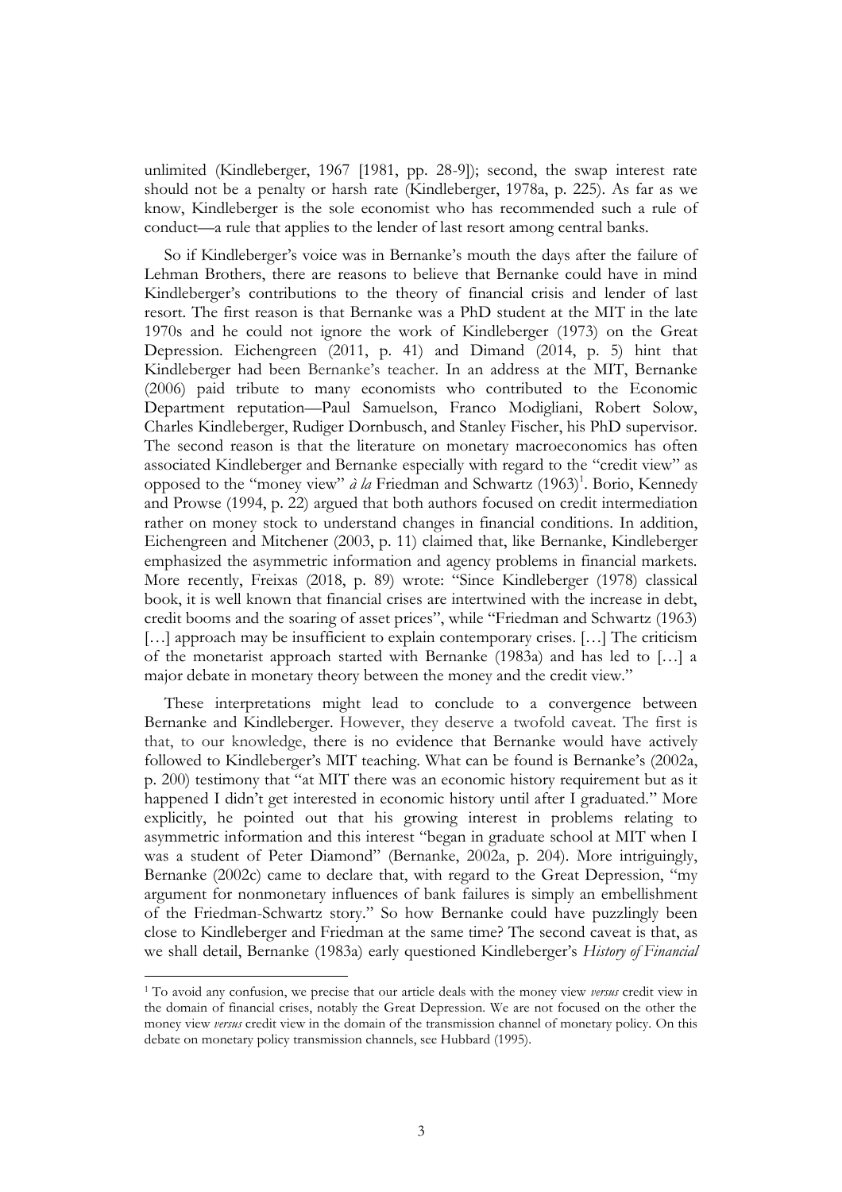unlimited (Kindleberger, 1967 [1981, pp. 28-9]); second, the swap interest rate should not be a penalty or harsh rate (Kindleberger, 1978a, p. 225). As far as we know, Kindleberger is the sole economist who has recommended such a rule of conduct—a rule that applies to the lender of last resort among central banks.

So if Kindleberger's voice was in Bernanke's mouth the days after the failure of Lehman Brothers, there are reasons to believe that Bernanke could have in mind Kindleberger's contributions to the theory of financial crisis and lender of last resort. The first reason is that Bernanke was a PhD student at the MIT in the late 1970s and he could not ignore the work of Kindleberger (1973) on the Great Depression. Eichengreen (2011, p. 41) and Dimand (2014, p. 5) hint that Kindleberger had been Bernanke's teacher. In an address at the MIT, Bernanke (2006) paid tribute to many economists who contributed to the Economic Department reputation—Paul Samuelson, Franco Modigliani, Robert Solow, Charles Kindleberger, Rudiger Dornbusch, and Stanley Fischer, his PhD supervisor. The second reason is that the literature on monetary macroeconomics has often associated Kindleberger and Bernanke especially with regard to the "credit view" as opposed to the "money view" *à la* Friedman and Schwartz (1963)[1]. Borio, Kennedy and Prowse (1994, p. 22) argued that both authors focused on credit intermediation rather on money stock to understand changes in financial conditions. In addition, Eichengreen and Mitchener (2003, p. 11) claimed that, like Bernanke, Kindleberger emphasized the asymmetric information and agency problems in financial markets. More recently, Freixas (2018, p. 89) wrote: "Since Kindleberger (1978) classical book, it is well known that financial crises are intertwined with the increase in debt, credit booms and the soaring of asset prices", while "Friedman and Schwartz (1963) […] approach may be insufficient to explain contemporary crises. […] The criticism of the monetarist approach started with Bernanke (1983a) and has led to […] a major debate in monetary theory between the money and the credit view."

These interpretations might lead to conclude to a convergence between Bernanke and Kindleberger. However, they deserve a twofold caveat. The first is that, to our knowledge, there is no evidence that Bernanke would have actively followed to Kindleberger's MIT teaching. What can be found is Bernanke's (2002a, p. 200) testimony that "at MIT there was an economic history requirement but as it happened I didn't get interested in economic history until after I graduated." More explicitly, he pointed out that his growing interest in problems relating to asymmetric information and this interest "began in graduate school at MIT when I was a student of Peter Diamond" (Bernanke, 2002a, p. 204). More intriguingly, Bernanke (2002c) came to declare that, with regard to the Great Depression, "my argument for nonmonetary influences of bank failures is simply an embellishment of the Friedman-Schwartz story." So how Bernanke could have puzzlingly been close to Kindleberger and Friedman at the same time? The second caveat is that, as we shall detail, Bernanke (1983a) early questioned Kindleberger's *History of Financial*

[1] To avoid any confusion, we precise that our article deals with the money view *versus* credit view in the domain of financial crises, notably the Great Depression. We are not focused on the other the money view *versus* credit view in the domain of the transmission channel of monetary policy. On this debate on monetary policy transmission channels, see Hubbard (1995).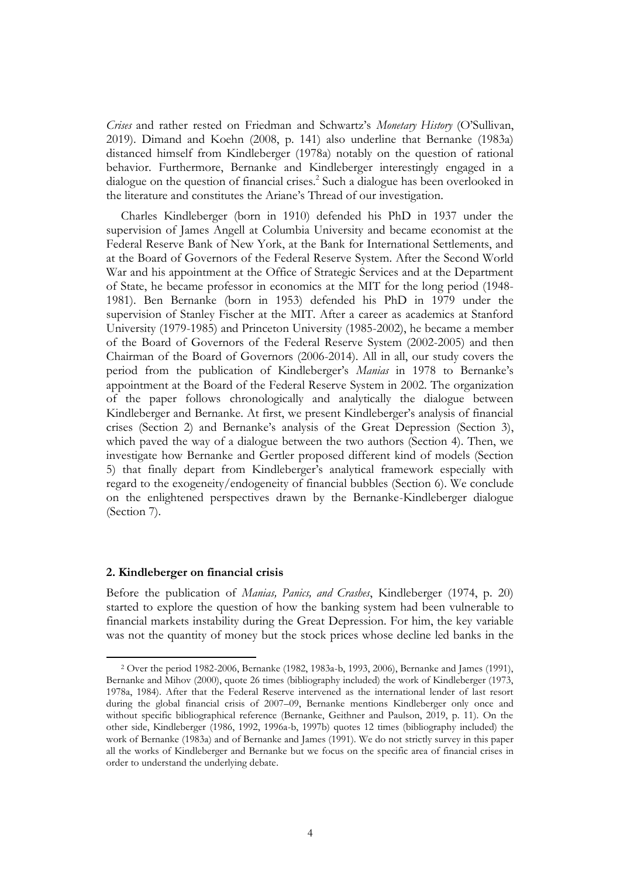*Crises* and rather rested on Friedman and Schwartz's *Monetary History* (O'Sullivan, 2019). Dimand and Koehn (2008, p. 141) also underline that Bernanke (1983a) distanced himself from Kindleberger (1978a) notably on the question of rational behavior. Furthermore, Bernanke and Kindleberger interestingly engaged in a dialogue on the question of financial crises.[2] Such a dialogue has been overlooked in the literature and constitutes the Ariane's Thread of our investigation.

Charles Kindleberger (born in 1910) defended his PhD in 1937 under the supervision of James Angell at Columbia University and became economist at the Federal Reserve Bank of New York, at the Bank for International Settlements, and at the Board of Governors of the Federal Reserve System. After the Second World War and his appointment at the Office of Strategic Services and at the Department of State, he became professor in economics at the MIT for the long period (1948-1981). Ben Bernanke (born in 1953) defended his PhD in 1979 under the supervision of Stanley Fischer at the MIT. After a career as academics at Stanford University (1979-1985) and Princeton University (1985-2002), he became a member of the Board of Governors of the Federal Reserve System (2002-2005) and then Chairman of the Board of Governors (2006-2014). All in all, our study covers the period from the publication of Kindleberger's *Manias* in 1978 to Bernanke's appointment at the Board of the Federal Reserve System in 2002. The organization of the paper follows chronologically and analytically the dialogue between Kindleberger and Bernanke. At first, we present Kindleberger's analysis of financial crises (Section 2) and Bernanke's analysis of the Great Depression (Section 3), which paved the way of a dialogue between the two authors (Section 4). Then, we investigate how Bernanke and Gertler proposed different kind of models (Section 5) that finally depart from Kindleberger's analytical framework especially with regard to the exogeneity/endogeneity of financial bubbles (Section 6). We conclude on the enlightened perspectives drawn by the Bernanke-Kindleberger dialogue (Section 7).

## 2. Kindleberger on financial crisis

Before the publication of *Manias, Panics, and Crashes*, Kindleberger (1974, p. 20) started to explore the question of how the banking system had been vulnerable to financial markets instability during the Great Depression. For him, the key variable was not the quantity of money but the stock prices whose decline led banks in the

[2] Over the period 1982-2006, Bernanke (1982, 1983a-b, 1993, 2006), Bernanke and James (1991), Bernanke and Mihov (2000), quote 26 times (bibliography included) the work of Kindleberger (1973, 1978a, 1984). After that the Federal Reserve intervened as the international lender of last resort during the global financial crisis of 2007–09, Bernanke mentions Kindleberger only once and without specific bibliographical reference (Bernanke, Geithner and Paulson, 2019, p. 11). On the other side, Kindleberger (1986, 1992, 1996a-b, 1997b) quotes 12 times (bibliography included) the work of Bernanke (1983a) and of Bernanke and James (1991). We do not strictly survey in this paper all the works of Kindleberger and Bernanke but we focus on the specific area of financial crises in order to understand the underlying debate.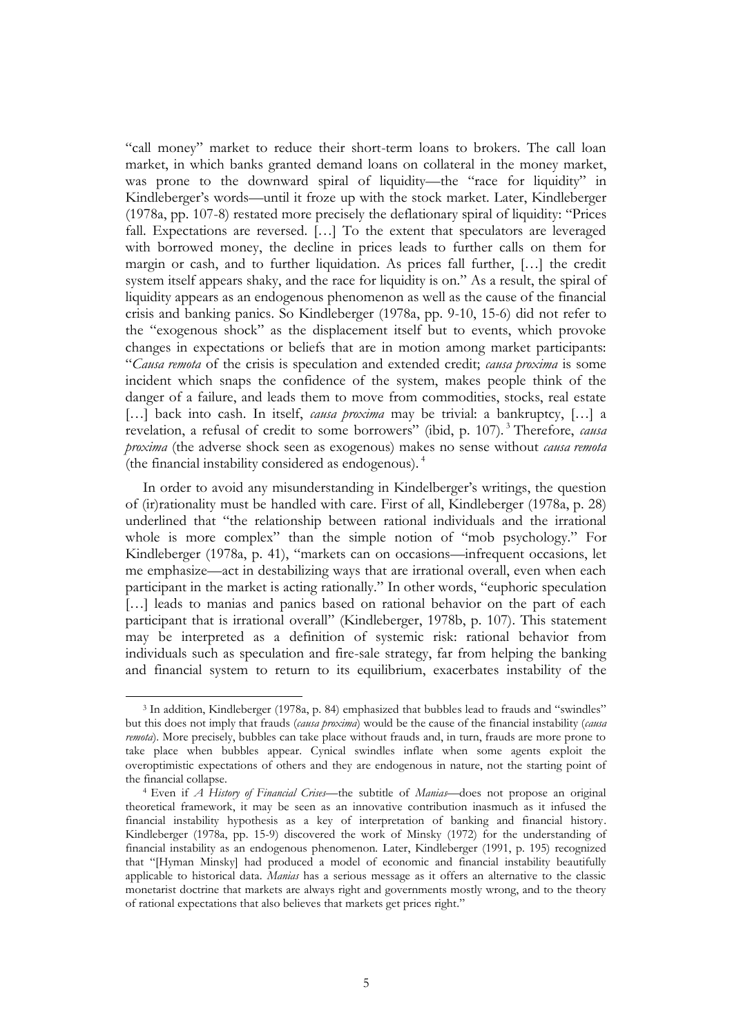"call money" market to reduce their short-term loans to brokers. The call loan market, in which banks granted demand loans on collateral in the money market, was prone to the downward spiral of liquidity—the "race for liquidity" in Kindleberger's words—until it froze up with the stock market. Later, Kindleberger (1978a, pp. 107-8) restated more precisely the deflationary spiral of liquidity: "Prices fall. Expectations are reversed. […] To the extent that speculators are leveraged with borrowed money, the decline in prices leads to further calls on them for margin or cash, and to further liquidation. As prices fall further, […] the credit system itself appears shaky, and the race for liquidity is on." As a result, the spiral of liquidity appears as an endogenous phenomenon as well as the cause of the financial crisis and banking panics. So Kindleberger (1978a, pp. 9-10, 15-6) did not refer to the "exogenous shock" as the displacement itself but to events, which provoke changes in expectations or beliefs that are in motion among market participants: "*Causa remota* of the crisis is speculation and extended credit; *causa proxima* is some incident which snaps the confidence of the system, makes people think of the danger of a failure, and leads them to move from commodities, stocks, real estate […] back into cash. In itself, *causa proxima* may be trivial: a bankruptcy, […] a revelation, a refusal of credit to some borrowers" (ibid, p. 107).[3] Therefore, *causa proxima* (the adverse shock seen as exogenous) makes no sense without *causa remota* (the financial instability considered as endogenous).[4]

In order to avoid any misunderstanding in Kindelberger's writings, the question of (ir)rationality must be handled with care. First of all, Kindleberger (1978a, p. 28) underlined that "the relationship between rational individuals and the irrational whole is more complex" than the simple notion of "mob psychology." For Kindleberger (1978a, p. 41), "markets can on occasions—infrequent occasions, let me emphasize—act in destabilizing ways that are irrational overall, even when each participant in the market is acting rationally." In other words, "euphoric speculation […] leads to manias and panics based on rational behavior on the part of each participant that is irrational overall" (Kindleberger, 1978b, p. 107). This statement may be interpreted as a definition of systemic risk: rational behavior from individuals such as speculation and fire-sale strategy, far from helping the banking and financial system to return to its equilibrium, exacerbates instability of the

[3] In addition, Kindleberger (1978a, p. 84) emphasized that bubbles lead to frauds and "swindles" but this does not imply that frauds (*causa proxima*) would be the cause of the financial instability (*causa remota*). More precisely, bubbles can take place without frauds and, in turn, frauds are more prone to take place when bubbles appear. Cynical swindles inflate when some agents exploit the overoptimistic expectations of others and they are endogenous in nature, not the starting point of the financial collapse.

[4] Even if *A History of Financial Crises*—the subtitle of *Manias*—does not propose an original theoretical framework, it may be seen as an innovative contribution inasmuch as it infused the financial instability hypothesis as a key of interpretation of banking and financial history. Kindleberger (1978a, pp. 15-9) discovered the work of Minsky (1972) for the understanding of financial instability as an endogenous phenomenon. Later, Kindleberger (1991, p. 195) recognized that "[Hyman Minsky] had produced a model of economic and financial instability beautifully applicable to historical data. *Manias* has a serious message as it offers an alternative to the classic monetarist doctrine that markets are always right and governments mostly wrong, and to the theory of rational expectations that also believes that markets get prices right."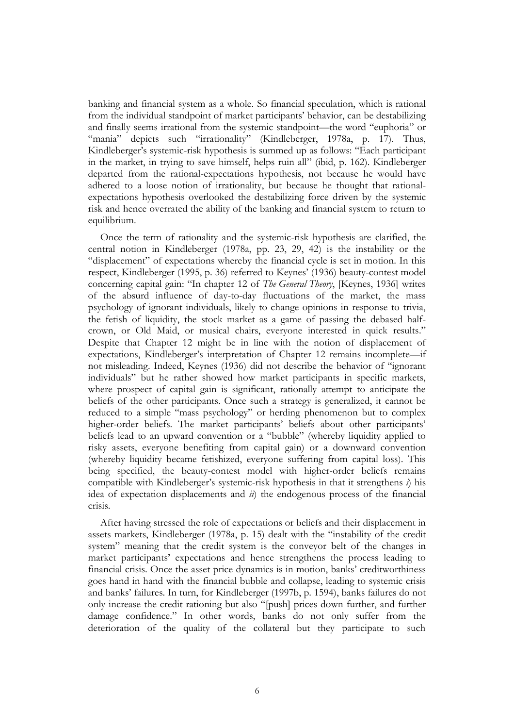banking and financial system as a whole. So financial speculation, which is rational from the individual standpoint of market participants' behavior, can be destabilizing and finally seems irrational from the systemic standpoint—the word "euphoria" or "mania" depicts such "irrationality" (Kindleberger, 1978a, p. 17). Thus, Kindleberger's systemic-risk hypothesis is summed up as follows: "Each participant in the market, in trying to save himself, helps ruin all" (ibid, p. 162). Kindleberger departed from the rational-expectations hypothesis, not because he would have adhered to a loose notion of irrationality, but because he thought that rational-expectations hypothesis overlooked the destabilizing force driven by the systemic risk and hence overrated the ability of the banking and financial system to return to equilibrium.

Once the term of rationality and the systemic-risk hypothesis are clarified, the central notion in Kindleberger (1978a, pp. 23, 29, 42) is the instability or the "displacement" of expectations whereby the financial cycle is set in motion. In this respect, Kindleberger (1995, p. 36) referred to Keynes' (1936) beauty-contest model concerning capital gain: "In chapter 12 of *The General Theory*, [Keynes, 1936] writes of the absurd influence of day-to-day fluctuations of the market, the mass psychology of ignorant individuals, likely to change opinions in response to trivia, the fetish of liquidity, the stock market as a game of passing the debased half-crown, or Old Maid, or musical chairs, everyone interested in quick results." Despite that Chapter 12 might be in line with the notion of displacement of expectations, Kindleberger's interpretation of Chapter 12 remains incomplete—if not misleading. Indeed, Keynes (1936) did not describe the behavior of "ignorant individuals" but he rather showed how market participants in specific markets, where prospect of capital gain is significant, rationally attempt to anticipate the beliefs of the other participants. Once such a strategy is generalized, it cannot be reduced to a simple "mass psychology" or herding phenomenon but to complex higher-order beliefs. The market participants' beliefs about other participants' beliefs lead to an upward convention or a "bubble" (whereby liquidity applied to risky assets, everyone benefiting from capital gain) or a downward convention (whereby liquidity became fetishized, everyone suffering from capital loss). This being specified, the beauty-contest model with higher-order beliefs remains compatible with Kindleberger's systemic-risk hypothesis in that it strengthens *i*) his idea of expectation displacements and *ii*) the endogenous process of the financial crisis.

After having stressed the role of expectations or beliefs and their displacement in assets markets, Kindleberger (1978a, p. 15) dealt with the "instability of the credit system" meaning that the credit system is the conveyor belt of the changes in market participants' expectations and hence strengthens the process leading to financial crisis. Once the asset price dynamics is in motion, banks' creditworthiness goes hand in hand with the financial bubble and collapse, leading to systemic crisis and banks' failures. In turn, for Kindleberger (1997b, p. 1594), banks failures do not only increase the credit rationing but also "[push] prices down further, and further damage confidence." In other words, banks do not only suffer from the deterioration of the quality of the collateral but they participate to such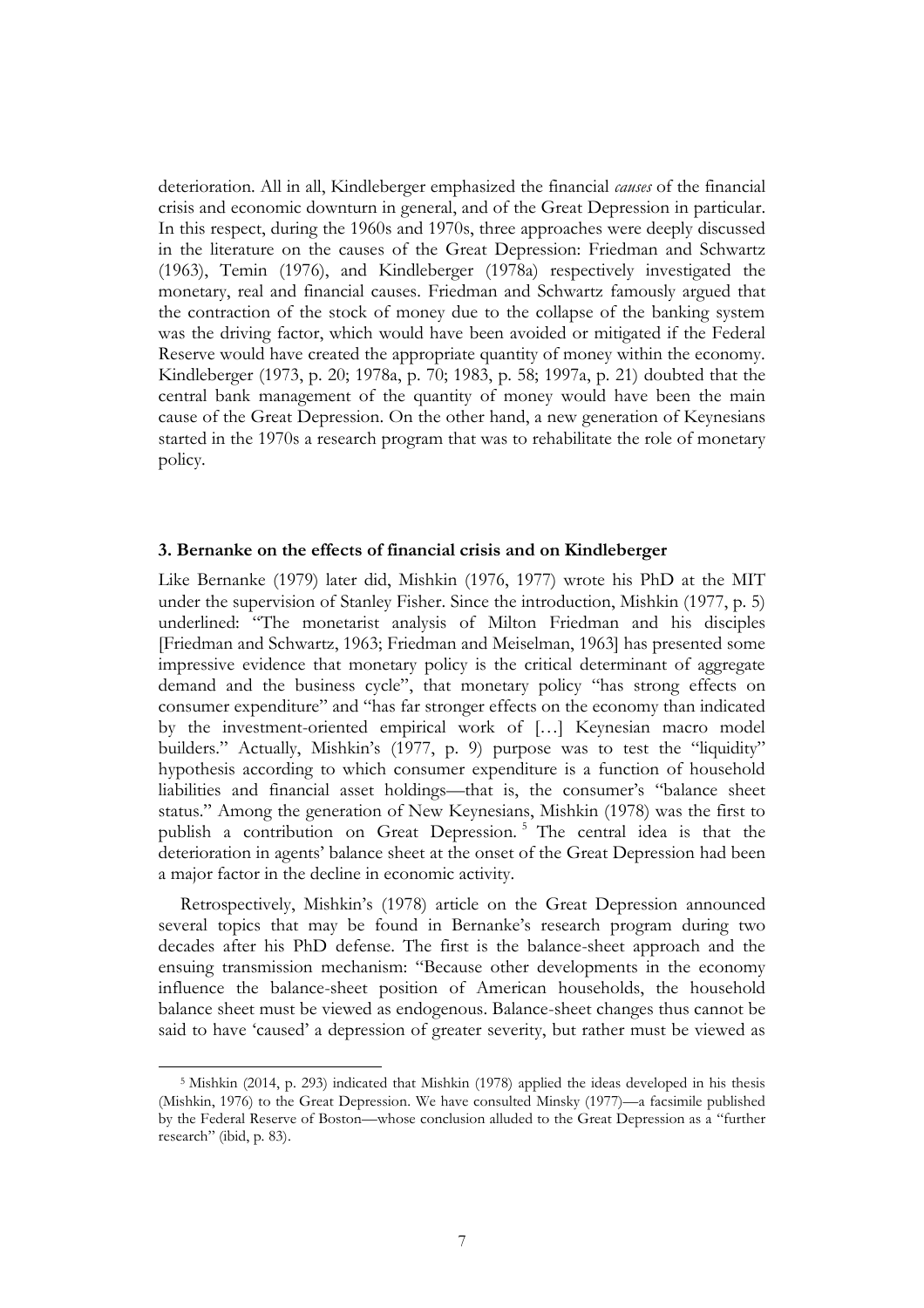deterioration. All in all, Kindleberger emphasized the financial *causes* of the financial crisis and economic downturn in general, and of the Great Depression in particular. In this respect, during the 1960s and 1970s, three approaches were deeply discussed in the literature on the causes of the Great Depression: Friedman and Schwartz (1963), Temin (1976), and Kindleberger (1978a) respectively investigated the monetary, real and financial causes. Friedman and Schwartz famously argued that the contraction of the stock of money due to the collapse of the banking system was the driving factor, which would have been avoided or mitigated if the Federal Reserve would have created the appropriate quantity of money within the economy. Kindleberger (1973, p. 20; 1978a, p. 70; 1983, p. 58; 1997a, p. 21) doubted that the central bank management of the quantity of money would have been the main cause of the Great Depression. On the other hand, a new generation of Keynesians started in the 1970s a research program that was to rehabilitate the role of monetary policy.

### 3. Bernanke on the effects of financial crisis and on Kindleberger

Like Bernanke (1979) later did, Mishkin (1976, 1977) wrote his PhD at the MIT under the supervision of Stanley Fisher. Since the introduction, Mishkin (1977, p. 5) underlined: "The monetarist analysis of Milton Friedman and his disciples [Friedman and Schwartz, 1963; Friedman and Meiselman, 1963] has presented some impressive evidence that monetary policy is the critical determinant of aggregate demand and the business cycle", that monetary policy "has strong effects on consumer expenditure" and "has far stronger effects on the economy than indicated by the investment-oriented empirical work of […] Keynesian macro model builders." Actually, Mishkin's (1977, p. 9) purpose was to test the "liquidity" hypothesis according to which consumer expenditure is a function of household liabilities and financial asset holdings—that is, the consumer's "balance sheet status." Among the generation of New Keynesians, Mishkin (1978) was the first to publish a contribution on Great Depression.[5] The central idea is that the deterioration in agents' balance sheet at the onset of the Great Depression had been a major factor in the decline in economic activity.

Retrospectively, Mishkin's (1978) article on the Great Depression announced several topics that may be found in Bernanke's research program during two decades after his PhD defense. The first is the balance-sheet approach and the ensuing transmission mechanism: "Because other developments in the economy influence the balance-sheet position of American households, the household balance sheet must be viewed as endogenous. Balance-sheet changes thus cannot be said to have 'caused' a depression of greater severity, but rather must be viewed as

[5] Mishkin (2014, p. 293) indicated that Mishkin (1978) applied the ideas developed in his thesis (Mishkin, 1976) to the Great Depression. We have consulted Minsky (1977)—a facsimile published by the Federal Reserve of Boston—whose conclusion alluded to the Great Depression as a "further research" (ibid, p. 83).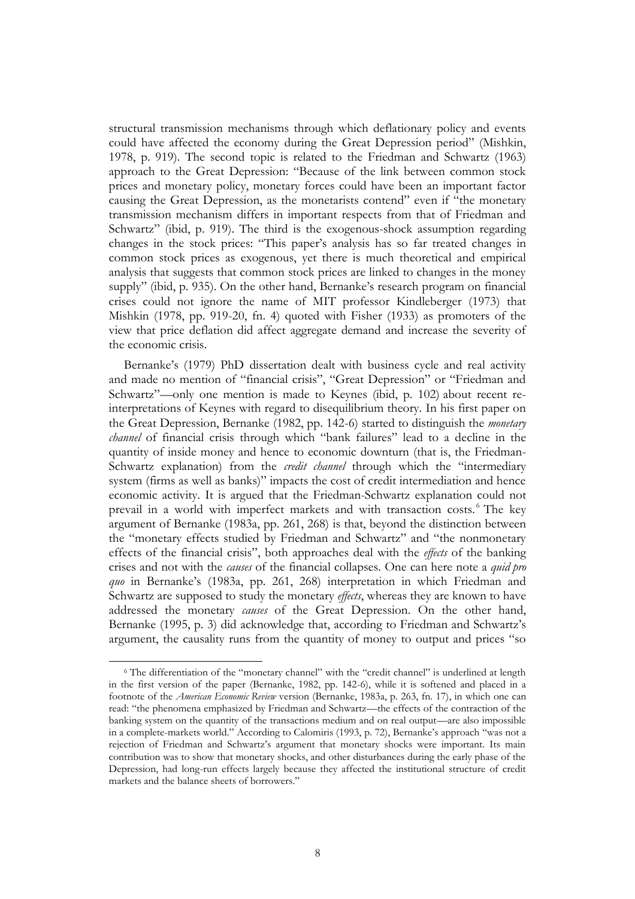structural transmission mechanisms through which deflationary policy and events could have affected the economy during the Great Depression period" (Mishkin, 1978, p. 919). The second topic is related to the Friedman and Schwartz (1963) approach to the Great Depression: "Because of the link between common stock prices and monetary policy, monetary forces could have been an important factor causing the Great Depression, as the monetarists contend" even if "the monetary transmission mechanism differs in important respects from that of Friedman and Schwartz" (ibid, p. 919). The third is the exogenous-shock assumption regarding changes in the stock prices: "This paper's analysis has so far treated changes in common stock prices as exogenous, yet there is much theoretical and empirical analysis that suggests that common stock prices are linked to changes in the money supply" (ibid, p. 935). On the other hand, Bernanke's research program on financial crises could not ignore the name of MIT professor Kindleberger (1973) that Mishkin (1978, pp. 919-20, fn. 4) quoted with Fisher (1933) as promoters of the view that price deflation did affect aggregate demand and increase the severity of the economic crisis.

Bernanke's (1979) PhD dissertation dealt with business cycle and real activity and made no mention of "financial crisis", "Great Depression" or "Friedman and Schwartz"—only one mention is made to Keynes (ibid, p. 102) about recent re-interpretations of Keynes with regard to disequilibrium theory. In his first paper on the Great Depression, Bernanke (1982, pp. 142-6) started to distinguish the *monetary channel* of financial crisis through which "bank failures" lead to a decline in the quantity of inside money and hence to economic downturn (that is, the Friedman-Schwartz explanation) from the *credit channel* through which the "intermediary system (firms as well as banks)" impacts the cost of credit intermediation and hence economic activity. It is argued that the Friedman-Schwartz explanation could not prevail in a world with imperfect markets and with transaction costs.[6] The key argument of Bernanke (1983a, pp. 261, 268) is that, beyond the distinction between the "monetary effects studied by Friedman and Schwartz" and "the nonmonetary effects of the financial crisis", both approaches deal with the *effects* of the banking crises and not with the *causes* of the financial collapses. One can here note a *quid pro quo* in Bernanke's (1983a, pp. 261, 268) interpretation in which Friedman and Schwartz are supposed to study the monetary *effects*, whereas they are known to have addressed the monetary *causes* of the Great Depression. On the other hand, Bernanke (1995, p. 3) did acknowledge that, according to Friedman and Schwartz's argument, the causality runs from the quantity of money to output and prices "so

[6] The differentiation of the "monetary channel" with the "credit channel" is underlined at length in the first version of the paper (Bernanke, 1982, pp. 142-6), while it is softened and placed in a footnote of the *American Economic Review* version (Bernanke, 1983a, p. 263, fn. 17), in which one can read: "the phenomena emphasized by Friedman and Schwartz—the effects of the contraction of the banking system on the quantity of the transactions medium and on real output—are also impossible in a complete-markets world." According to Calomiris (1993, p. 72), Bernanke's approach "was not a rejection of Friedman and Schwartz's argument that monetary shocks were important. Its main contribution was to show that monetary shocks, and other disturbances during the early phase of the Depression, had long-run effects largely because they affected the institutional structure of credit markets and the balance sheets of borrowers."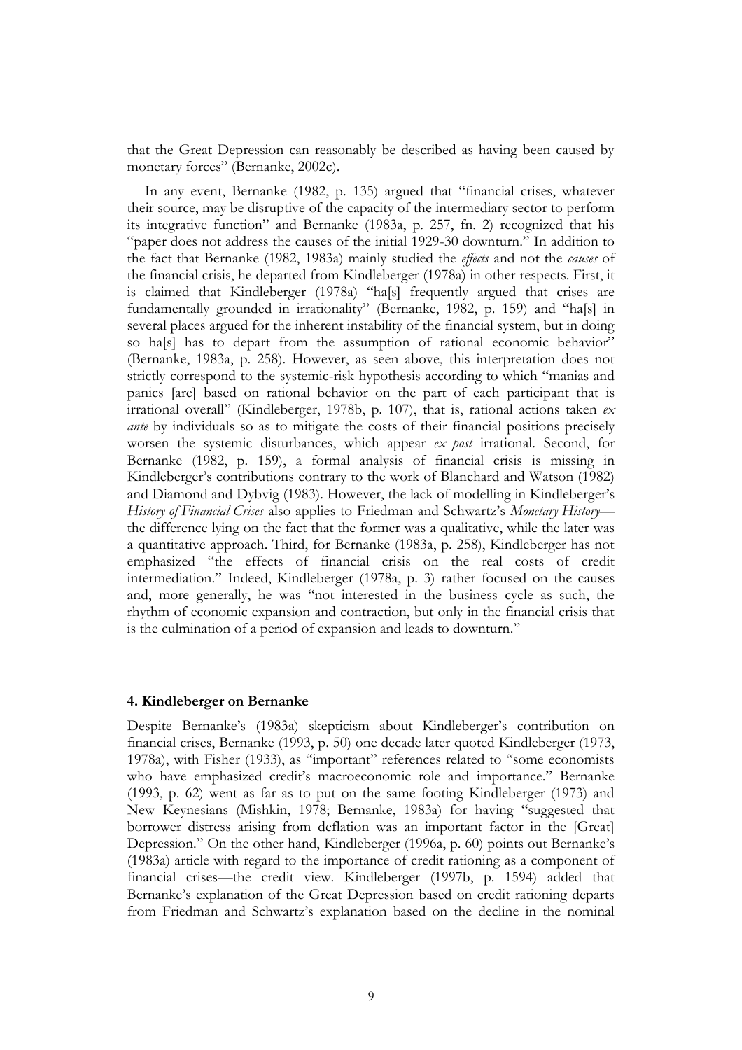that the Great Depression can reasonably be described as having been caused by monetary forces" (Bernanke, 2002c).

In any event, Bernanke (1982, p. 135) argued that "financial crises, whatever their source, may be disruptive of the capacity of the intermediary sector to perform its integrative function" and Bernanke (1983a, p. 257, fn. 2) recognized that his "paper does not address the causes of the initial 1929-30 downturn." In addition to the fact that Bernanke (1982, 1983a) mainly studied the *effects* and not the *causes* of the financial crisis, he departed from Kindleberger (1978a) in other respects. First, it is claimed that Kindleberger (1978a) "ha[s] frequently argued that crises are fundamentally grounded in irrationality" (Bernanke, 1982, p. 159) and "ha[s] in several places argued for the inherent instability of the financial system, but in doing so ha[s] has to depart from the assumption of rational economic behavior" (Bernanke, 1983a, p. 258). However, as seen above, this interpretation does not strictly correspond to the systemic-risk hypothesis according to which "manias and panics [are] based on rational behavior on the part of each participant that is irrational overall" (Kindleberger, 1978b, p. 107), that is, rational actions taken *ex ante* by individuals so as to mitigate the costs of their financial positions precisely worsen the systemic disturbances, which appear *ex post* irrational. Second, for Bernanke (1982, p. 159), a formal analysis of financial crisis is missing in Kindleberger's contributions contrary to the work of Blanchard and Watson (1982) and Diamond and Dybvig (1983). However, the lack of modelling in Kindleberger's *History of Financial Crises* also applies to Friedman and Schwartz's *Monetary History*—the difference lying on the fact that the former was a qualitative, while the later was a quantitative approach. Third, for Bernanke (1983a, p. 258), Kindleberger has not emphasized "the effects of financial crisis on the real costs of credit intermediation." Indeed, Kindleberger (1978a, p. 3) rather focused on the causes and, more generally, he was "not interested in the business cycle as such, the rhythm of economic expansion and contraction, but only in the financial crisis that is the culmination of a period of expansion and leads to downturn."

## 4. Kindleberger on Bernanke

Despite Bernanke's (1983a) skepticism about Kindleberger's contribution on financial crises, Bernanke (1993, p. 50) one decade later quoted Kindleberger (1973, 1978a), with Fisher (1933), as "important" references related to "some economists who have emphasized credit's macroeconomic role and importance." Bernanke (1993, p. 62) went as far as to put on the same footing Kindleberger (1973) and New Keynesians (Mishkin, 1978; Bernanke, 1983a) for having "suggested that borrower distress arising from deflation was an important factor in the [Great] Depression." On the other hand, Kindleberger (1996a, p. 60) points out Bernanke's (1983a) article with regard to the importance of credit rationing as a component of financial crises—the credit view. Kindleberger (1997b, p. 1594) added that Bernanke's explanation of the Great Depression based on credit rationing departs from Friedman and Schwartz's explanation based on the decline in the nominal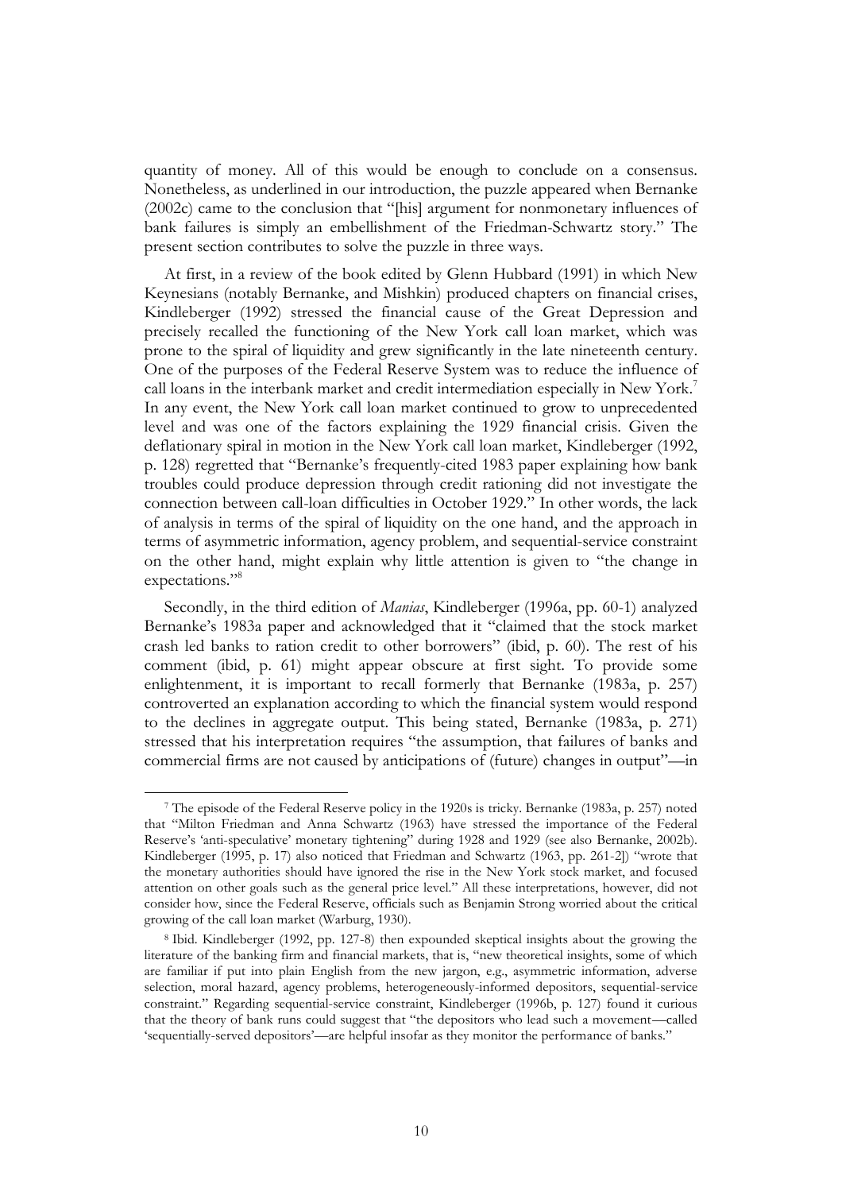quantity of money. All of this would be enough to conclude on a consensus. Nonetheless, as underlined in our introduction, the puzzle appeared when Bernanke (2002c) came to the conclusion that "[his] argument for nonmonetary influences of bank failures is simply an embellishment of the Friedman-Schwartz story." The present section contributes to solve the puzzle in three ways.

At first, in a review of the book edited by Glenn Hubbard (1991) in which New Keynesians (notably Bernanke, and Mishkin) produced chapters on financial crises, Kindleberger (1992) stressed the financial cause of the Great Depression and precisely recalled the functioning of the New York call loan market, which was prone to the spiral of liquidity and grew significantly in the late nineteenth century. One of the purposes of the Federal Reserve System was to reduce the influence of call loans in the interbank market and credit intermediation especially in New York.[7] In any event, the New York call loan market continued to grow to unprecedented level and was one of the factors explaining the 1929 financial crisis. Given the deflationary spiral in motion in the New York call loan market, Kindleberger (1992, p. 128) regretted that "Bernanke's frequently-cited 1983 paper explaining how bank troubles could produce depression through credit rationing did not investigate the connection between call-loan difficulties in October 1929." In other words, the lack of analysis in terms of the spiral of liquidity on the one hand, and the approach in terms of asymmetric information, agency problem, and sequential-service constraint on the other hand, might explain why little attention is given to "the change in expectations."[8]

Secondly, in the third edition of *Manias*, Kindleberger (1996a, pp. 60-1) analyzed Bernanke's 1983a paper and acknowledged that it "claimed that the stock market crash led banks to ration credit to other borrowers" (ibid, p. 60). The rest of his comment (ibid, p. 61) might appear obscure at first sight. To provide some enlightenment, it is important to recall formerly that Bernanke (1983a, p. 257) controverted an explanation according to which the financial system would respond to the declines in aggregate output. This being stated, Bernanke (1983a, p. 271) stressed that his interpretation requires "the assumption, that failures of banks and commercial firms are not caused by anticipations of (future) changes in output"—in

---

[7] The episode of the Federal Reserve policy in the 1920s is tricky. Bernanke (1983a, p. 257) noted that "Milton Friedman and Anna Schwartz (1963) have stressed the importance of the Federal Reserve's 'anti-speculative' monetary tightening" during 1928 and 1929 (see also Bernanke, 2002b). Kindleberger (1995, p. 17) also noticed that Friedman and Schwartz (1963, pp. 261-2]) "wrote that the monetary authorities should have ignored the rise in the New York stock market, and focused attention on other goals such as the general price level." All these interpretations, however, did not consider how, since the Federal Reserve, officials such as Benjamin Strong worried about the critical growing of the call loan market (Warburg, 1930).

[8] Ibid. Kindleberger (1992, pp. 127-8) then expounded skeptical insights about the growing the literature of the banking firm and financial markets, that is, "new theoretical insights, some of which are familiar if put into plain English from the new jargon, e.g., asymmetric information, adverse selection, moral hazard, agency problems, heterogeneously-informed depositors, sequential-service constraint." Regarding sequential-service constraint, Kindleberger (1996b, p. 127) found it curious that the theory of bank runs could suggest that "the depositors who lead such a movement—called 'sequentially-served depositors'—are helpful insofar as they monitor the performance of banks."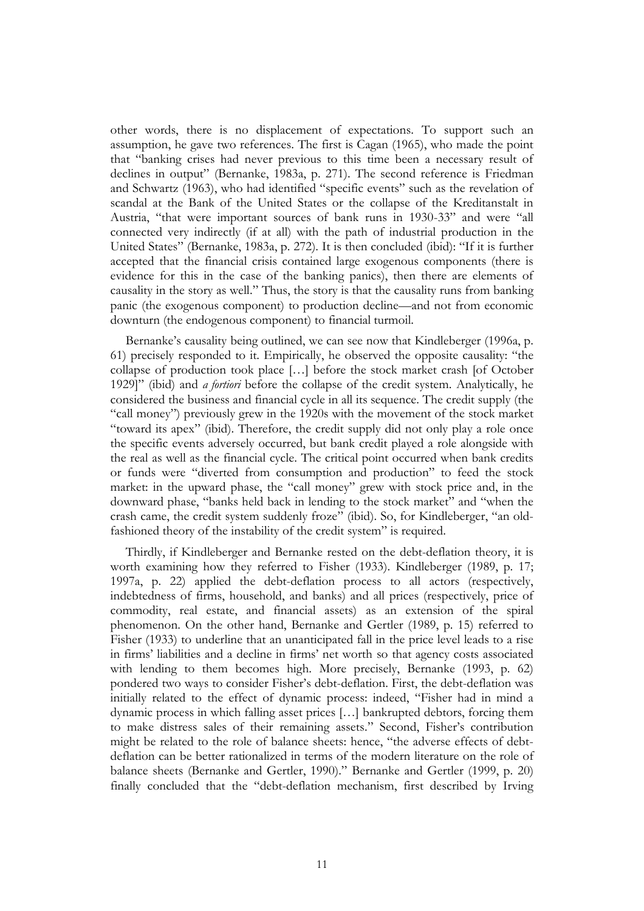other words, there is no displacement of expectations. To support such an assumption, he gave two references. The first is Cagan (1965), who made the point that "banking crises had never previous to this time been a necessary result of declines in output" (Bernanke, 1983a, p. 271). The second reference is Friedman and Schwartz (1963), who had identified "specific events" such as the revelation of scandal at the Bank of the United States or the collapse of the Kreditanstalt in Austria, "that were important sources of bank runs in 1930-33" and were "all connected very indirectly (if at all) with the path of industrial production in the United States" (Bernanke, 1983a, p. 272). It is then concluded (ibid): "If it is further accepted that the financial crisis contained large exogenous components (there is evidence for this in the case of the banking panics), then there are elements of causality in the story as well." Thus, the story is that the causality runs from banking panic (the exogenous component) to production decline—and not from economic downturn (the endogenous component) to financial turmoil.

Bernanke's causality being outlined, we can see now that Kindleberger (1996a, p. 61) precisely responded to it. Empirically, he observed the opposite causality: "the collapse of production took place […] before the stock market crash [of October 1929]" (ibid) and *a fortiori* before the collapse of the credit system. Analytically, he considered the business and financial cycle in all its sequence. The credit supply (the "call money") previously grew in the 1920s with the movement of the stock market "toward its apex" (ibid). Therefore, the credit supply did not only play a role once the specific events adversely occurred, but bank credit played a role alongside with the real as well as the financial cycle. The critical point occurred when bank credits or funds were "diverted from consumption and production" to feed the stock market: in the upward phase, the "call money" grew with stock price and, in the downward phase, "banks held back in lending to the stock market" and "when the crash came, the credit system suddenly froze" (ibid). So, for Kindleberger, "an old-fashioned theory of the instability of the credit system" is required.

Thirdly, if Kindleberger and Bernanke rested on the debt-deflation theory, it is worth examining how they referred to Fisher (1933). Kindleberger (1989, p. 17; 1997a, p. 22) applied the debt-deflation process to all actors (respectively, indebtedness of firms, household, and banks) and all prices (respectively, price of commodity, real estate, and financial assets) as an extension of the spiral phenomenon. On the other hand, Bernanke and Gertler (1989, p. 15) referred to Fisher (1933) to underline that an unanticipated fall in the price level leads to a rise in firms' liabilities and a decline in firms' net worth so that agency costs associated with lending to them becomes high. More precisely, Bernanke (1993, p. 62) pondered two ways to consider Fisher's debt-deflation. First, the debt-deflation was initially related to the effect of dynamic process: indeed, "Fisher had in mind a dynamic process in which falling asset prices […] bankrupted debtors, forcing them to make distress sales of their remaining assets." Second, Fisher's contribution might be related to the role of balance sheets: hence, "the adverse effects of debt-deflation can be better rationalized in terms of the modern literature on the role of balance sheets (Bernanke and Gertler, 1990)." Bernanke and Gertler (1999, p. 20) finally concluded that the "debt-deflation mechanism, first described by Irving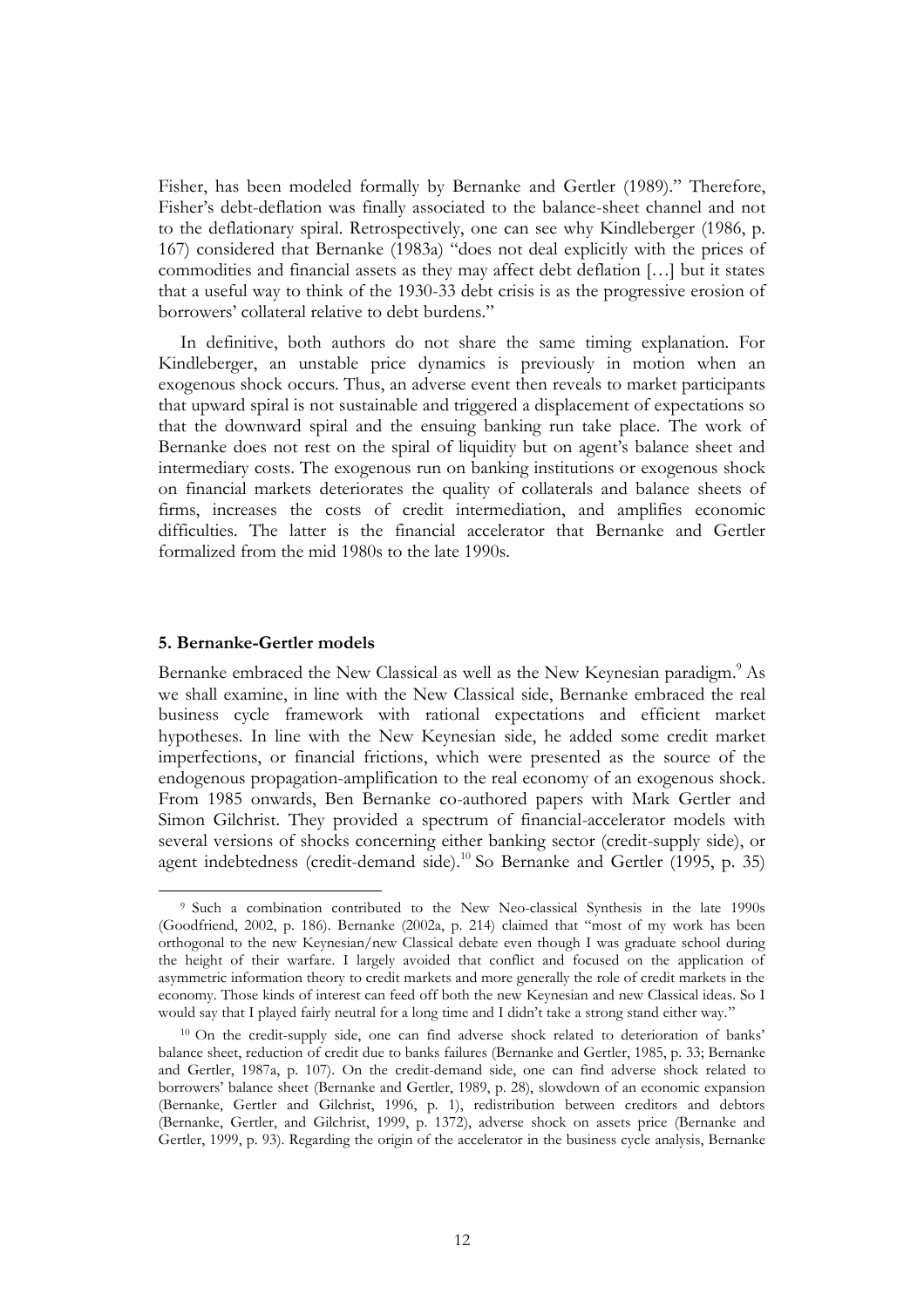Fisher, has been modeled formally by Bernanke and Gertler (1989)." Therefore, Fisher's debt-deflation was finally associated to the balance-sheet channel and not to the deflationary spiral. Retrospectively, one can see why Kindleberger (1986, p. 167) considered that Bernanke (1983a) "does not deal explicitly with the prices of commodities and financial assets as they may affect debt deflation […] but it states that a useful way to think of the 1930-33 debt crisis is as the progressive erosion of borrowers' collateral relative to debt burdens."

In definitive, both authors do not share the same timing explanation. For Kindleberger, an unstable price dynamics is previously in motion when an exogenous shock occurs. Thus, an adverse event then reveals to market participants that upward spiral is not sustainable and triggered a displacement of expectations so that the downward spiral and the ensuing banking run take place. The work of Bernanke does not rest on the spiral of liquidity but on agent's balance sheet and intermediary costs. The exogenous run on banking institutions or exogenous shock on financial markets deteriorates the quality of collaterals and balance sheets of firms, increases the costs of credit intermediation, and amplifies economic difficulties. The latter is the financial accelerator that Bernanke and Gertler formalized from the mid 1980s to the late 1990s.

### 5. Bernanke-Gertler models

Bernanke embraced the New Classical as well as the New Keynesian paradigm.[9] As we shall examine, in line with the New Classical side, Bernanke embraced the real business cycle framework with rational expectations and efficient market hypotheses. In line with the New Keynesian side, he added some credit market imperfections, or financial frictions, which were presented as the source of the endogenous propagation-amplification to the real economy of an exogenous shock. From 1985 onwards, Ben Bernanke co-authored papers with Mark Gertler and Simon Gilchrist. They provided a spectrum of financial-accelerator models with several versions of shocks concerning either banking sector (credit-supply side), or agent indebtedness (credit-demand side).[10] So Bernanke and Gertler (1995, p. 35)

[9] Such a combination contributed to the New Neo-classical Synthesis in the late 1990s (Goodfriend, 2002, p. 186). Bernanke (2002a, p. 214) claimed that "most of my work has been orthogonal to the new Keynesian/new Classical debate even though I was graduate school during the height of their warfare. I largely avoided that conflict and focused on the application of asymmetric information theory to credit markets and more generally the role of credit markets in the economy. Those kinds of interest can feed off both the new Keynesian and new Classical ideas. So I would say that I played fairly neutral for a long time and I didn't take a strong stand either way."

[10] On the credit-supply side, one can find adverse shock related to deterioration of banks' balance sheet, reduction of credit due to banks failures (Bernanke and Gertler, 1985, p. 33; Bernanke and Gertler, 1987a, p. 107). On the credit-demand side, one can find adverse shock related to borrowers' balance sheet (Bernanke and Gertler, 1989, p. 28), slowdown of an economic expansion (Bernanke, Gertler and Gilchrist, 1996, p. 1), redistribution between creditors and debtors (Bernanke, Gertler, and Gilchrist, 1999, p. 1372), adverse shock on assets price (Bernanke and Gertler, 1999, p. 93). Regarding the origin of the accelerator in the business cycle analysis, Bernanke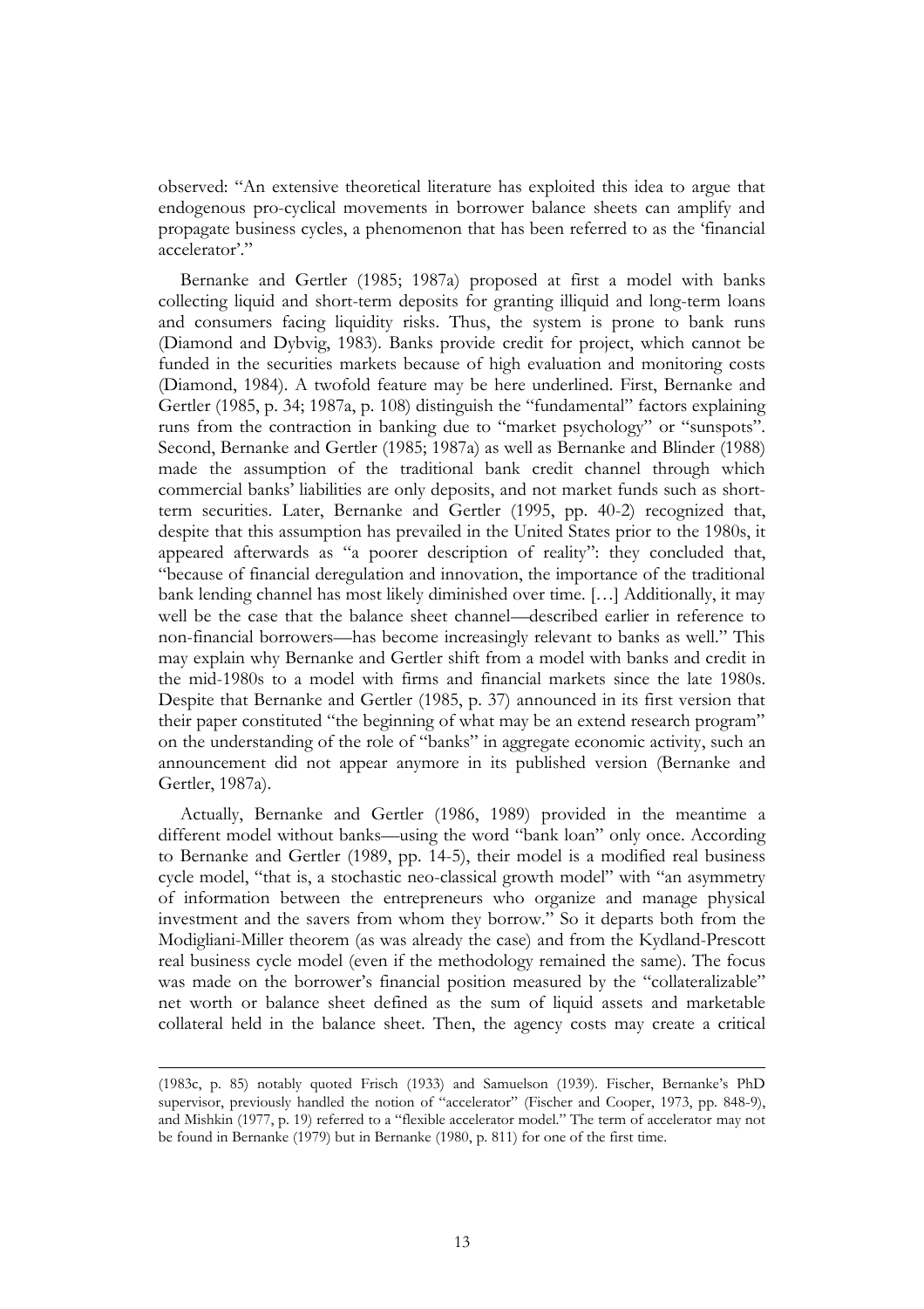observed: "An extensive theoretical literature has exploited this idea to argue that endogenous pro-cyclical movements in borrower balance sheets can amplify and propagate business cycles, a phenomenon that has been referred to as the 'financial accelerator'."

Bernanke and Gertler (1985; 1987a) proposed at first a model with banks collecting liquid and short-term deposits for granting illiquid and long-term loans and consumers facing liquidity risks. Thus, the system is prone to bank runs (Diamond and Dybvig, 1983). Banks provide credit for project, which cannot be funded in the securities markets because of high evaluation and monitoring costs (Diamond, 1984). A twofold feature may be here underlined. First, Bernanke and Gertler (1985, p. 34; 1987a, p. 108) distinguish the "fundamental" factors explaining runs from the contraction in banking due to "market psychology" or "sunspots". Second, Bernanke and Gertler (1985; 1987a) as well as Bernanke and Blinder (1988) made the assumption of the traditional bank credit channel through which commercial banks' liabilities are only deposits, and not market funds such as short-term securities. Later, Bernanke and Gertler (1995, pp. 40-2) recognized that, despite that this assumption has prevailed in the United States prior to the 1980s, it appeared afterwards as "a poorer description of reality": they concluded that, "because of financial deregulation and innovation, the importance of the traditional bank lending channel has most likely diminished over time. […] Additionally, it may well be the case that the balance sheet channel—described earlier in reference to non-financial borrowers—has become increasingly relevant to banks as well." This may explain why Bernanke and Gertler shift from a model with banks and credit in the mid-1980s to a model with firms and financial markets since the late 1980s. Despite that Bernanke and Gertler (1985, p. 37) announced in its first version that their paper constituted "the beginning of what may be an extend research program" on the understanding of the role of "banks" in aggregate economic activity, such an announcement did not appear anymore in its published version (Bernanke and Gertler, 1987a).

Actually, Bernanke and Gertler (1986, 1989) provided in the meantime a different model without banks—using the word "bank loan" only once. According to Bernanke and Gertler (1989, pp. 14-5), their model is a modified real business cycle model, "that is, a stochastic neo-classical growth model" with "an asymmetry of information between the entrepreneurs who organize and manage physical investment and the savers from whom they borrow." So it departs both from the Modigliani-Miller theorem (as was already the case) and from the Kydland-Prescott real business cycle model (even if the methodology remained the same). The focus was made on the borrower's financial position measured by the "collateralizable" net worth or balance sheet defined as the sum of liquid assets and marketable collateral held in the balance sheet. Then, the agency costs may create a critical

(1983c, p. 85) notably quoted Frisch (1933) and Samuelson (1939). Fischer, Bernanke's PhD supervisor, previously handled the notion of "accelerator" (Fischer and Cooper, 1973, pp. 848-9), and Mishkin (1977, p. 19) referred to a "flexible accelerator model." The term of accelerator may not be found in Bernanke (1979) but in Bernanke (1980, p. 811) for one of the first time.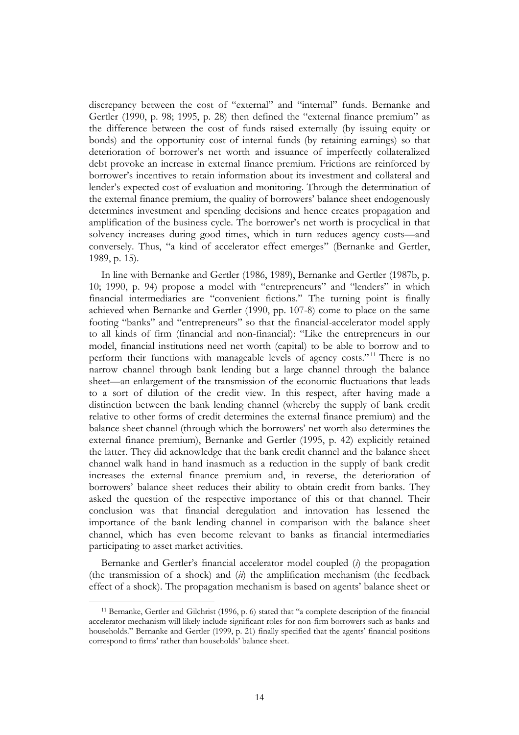discrepancy between the cost of "external" and "internal" funds. Bernanke and Gertler (1990, p. 98; 1995, p. 28) then defined the "external finance premium" as the difference between the cost of funds raised externally (by issuing equity or bonds) and the opportunity cost of internal funds (by retaining earnings) so that deterioration of borrower's net worth and issuance of imperfectly collateralized debt provoke an increase in external finance premium. Frictions are reinforced by borrower's incentives to retain information about its investment and collateral and lender's expected cost of evaluation and monitoring. Through the determination of the external finance premium, the quality of borrowers' balance sheet endogenously determines investment and spending decisions and hence creates propagation and amplification of the business cycle. The borrower's net worth is procyclical in that solvency increases during good times, which in turn reduces agency costs—and conversely. Thus, "a kind of accelerator effect emerges" (Bernanke and Gertler, 1989, p. 15).

In line with Bernanke and Gertler (1986, 1989), Bernanke and Gertler (1987b, p. 10; 1990, p. 94) propose a model with "entrepreneurs" and "lenders" in which financial intermediaries are "convenient fictions." The turning point is finally achieved when Bernanke and Gertler (1990, pp. 107-8) come to place on the same footing "banks" and "entrepreneurs" so that the financial-accelerator model apply to all kinds of firm (financial and non-financial): "Like the entrepreneurs in our model, financial institutions need net worth (capital) to be able to borrow and to perform their functions with manageable levels of agency costs."[11] There is no narrow channel through bank lending but a large channel through the balance sheet—an enlargement of the transmission of the economic fluctuations that leads to a sort of dilution of the credit view. In this respect, after having made a distinction between the bank lending channel (whereby the supply of bank credit relative to other forms of credit determines the external finance premium) and the balance sheet channel (through which the borrowers' net worth also determines the external finance premium), Bernanke and Gertler (1995, p. 42) explicitly retained the latter. They did acknowledge that the bank credit channel and the balance sheet channel walk hand in hand inasmuch as a reduction in the supply of bank credit increases the external finance premium and, in reverse, the deterioration of borrowers' balance sheet reduces their ability to obtain credit from banks. They asked the question of the respective importance of this or that channel. Their conclusion was that financial deregulation and innovation has lessened the importance of the bank lending channel in comparison with the balance sheet channel, which has even become relevant to banks as financial intermediaries participating to asset market activities.

Bernanke and Gertler's financial accelerator model coupled (*i*) the propagation (the transmission of a shock) and (*ii*) the amplification mechanism (the feedback effect of a shock). The propagation mechanism is based on agents' balance sheet or

[11] Bernanke, Gertler and Gilchrist (1996, p. 6) stated that "a complete description of the financial accelerator mechanism will likely include significant roles for non-firm borrowers such as banks and households." Bernanke and Gertler (1999, p. 21) finally specified that the agents' financial positions correspond to firms' rather than households' balance sheet.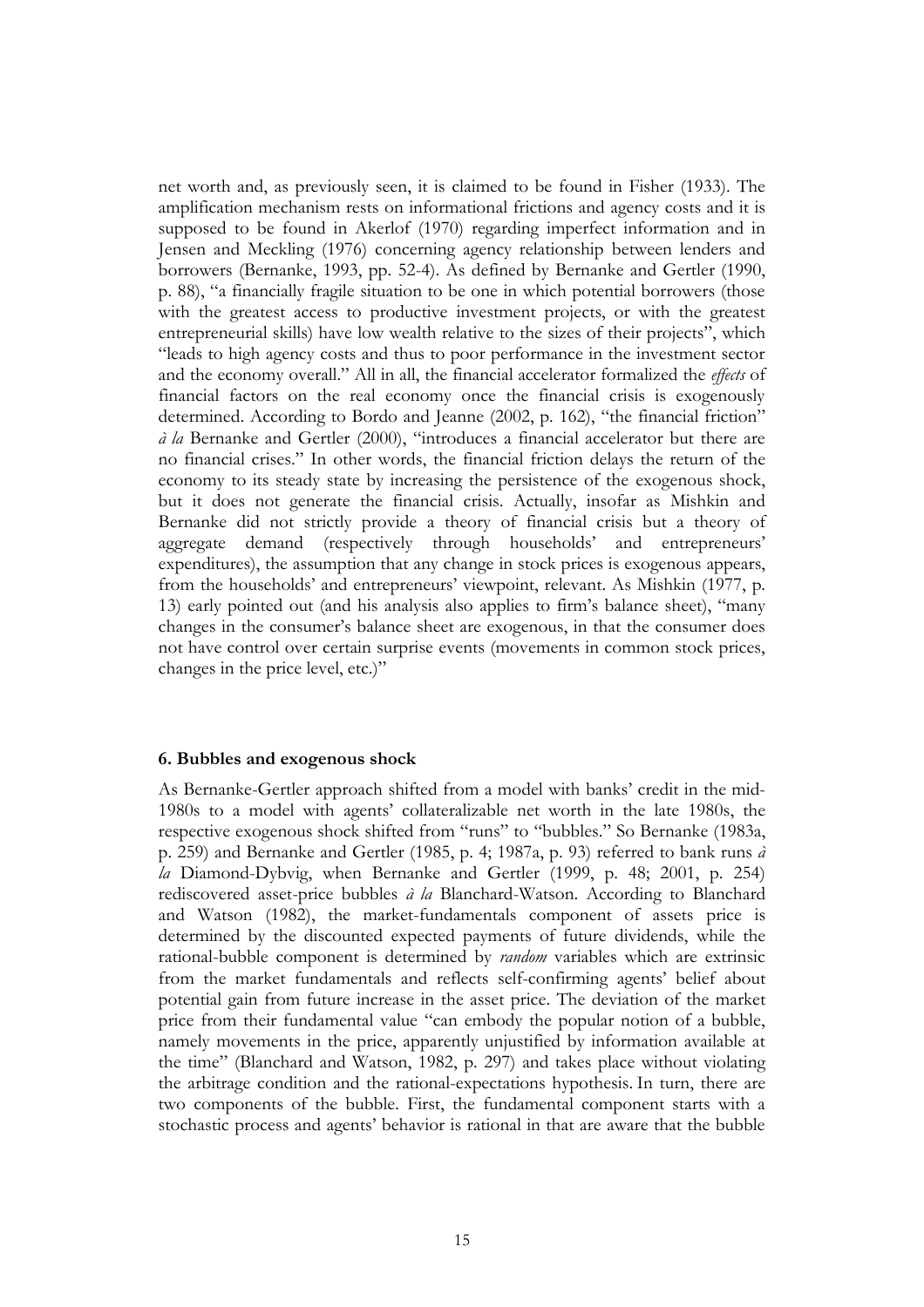net worth and, as previously seen, it is claimed to be found in Fisher (1933). The amplification mechanism rests on informational frictions and agency costs and it is supposed to be found in Akerlof (1970) regarding imperfect information and in Jensen and Meckling (1976) concerning agency relationship between lenders and borrowers (Bernanke, 1993, pp. 52-4). As defined by Bernanke and Gertler (1990, p. 88), "a financially fragile situation to be one in which potential borrowers (those with the greatest access to productive investment projects, or with the greatest entrepreneurial skills) have low wealth relative to the sizes of their projects", which "leads to high agency costs and thus to poor performance in the investment sector and the economy overall." All in all, the financial accelerator formalized the *effects* of financial factors on the real economy once the financial crisis is exogenously determined. According to Bordo and Jeanne (2002, p. 162), "the financial friction" *à la* Bernanke and Gertler (2000), "introduces a financial accelerator but there are no financial crises." In other words, the financial friction delays the return of the economy to its steady state by increasing the persistence of the exogenous shock, but it does not generate the financial crisis. Actually, insofar as Mishkin and Bernanke did not strictly provide a theory of financial crisis but a theory of aggregate demand (respectively through households' and entrepreneurs' expenditures), the assumption that any change in stock prices is exogenous appears, from the households' and entrepreneurs' viewpoint, relevant. As Mishkin (1977, p. 13) early pointed out (and his analysis also applies to firm's balance sheet), "many changes in the consumer's balance sheet are exogenous, in that the consumer does not have control over certain surprise events (movements in common stock prices, changes in the price level, etc.)"

## 6. Bubbles and exogenous shock

As Bernanke-Gertler approach shifted from a model with banks' credit in the mid-1980s to a model with agents' collateralizable net worth in the late 1980s, the respective exogenous shock shifted from "runs" to "bubbles." So Bernanke (1983a, p. 259) and Bernanke and Gertler (1985, p. 4; 1987a, p. 93) referred to bank runs *à la* Diamond-Dybvig, when Bernanke and Gertler (1999, p. 48; 2001, p. 254) rediscovered asset-price bubbles *à la* Blanchard-Watson. According to Blanchard and Watson (1982), the market-fundamentals component of assets price is determined by the discounted expected payments of future dividends, while the rational-bubble component is determined by *random* variables which are extrinsic from the market fundamentals and reflects self-confirming agents' belief about potential gain from future increase in the asset price. The deviation of the market price from their fundamental value "can embody the popular notion of a bubble, namely movements in the price, apparently unjustified by information available at the time" (Blanchard and Watson, 1982, p. 297) and takes place without violating the arbitrage condition and the rational-expectations hypothesis. In turn, there are two components of the bubble. First, the fundamental component starts with a stochastic process and agents' behavior is rational in that are aware that the bubble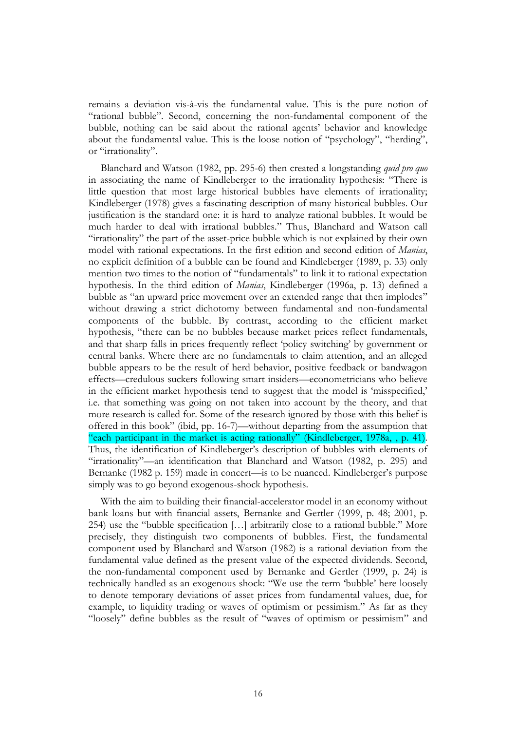remains a deviation vis-à-vis the fundamental value. This is the pure notion of "rational bubble". Second, concerning the non-fundamental component of the bubble, nothing can be said about the rational agents' behavior and knowledge about the fundamental value. This is the loose notion of "psychology", "herding", or "irrationality".

Blanchard and Watson (1982, pp. 295-6) then created a longstanding *quid pro quo* in associating the name of Kindleberger to the irrationality hypothesis: "There is little question that most large historical bubbles have elements of irrationality; Kindleberger (1978) gives a fascinating description of many historical bubbles. Our justification is the standard one: it is hard to analyze rational bubbles. It would be much harder to deal with irrational bubbles." Thus, Blanchard and Watson call "irrationality" the part of the asset-price bubble which is not explained by their own model with rational expectations. In the first edition and second edition of *Manias*, no explicit definition of a bubble can be found and Kindleberger (1989, p. 33) only mention two times to the notion of "fundamentals" to link it to rational expectation hypothesis. In the third edition of *Manias*, Kindleberger (1996a, p. 13) defined a bubble as "an upward price movement over an extended range that then implodes" without drawing a strict dichotomy between fundamental and non-fundamental components of the bubble. By contrast, according to the efficient market hypothesis, "there can be no bubbles because market prices reflect fundamentals, and that sharp falls in prices frequently reflect 'policy switching' by government or central banks. Where there are no fundamentals to claim attention, and an alleged bubble appears to be the result of herd behavior, positive feedback or bandwagon effects—credulous suckers following smart insiders—econometricians who believe in the efficient market hypothesis tend to suggest that the model is 'misspecified,' i.e. that something was going on not taken into account by the theory, and that more research is called for. Some of the research ignored by those with this belief is offered in this book" (ibid, pp. 16-7)—without departing from the assumption that "each participant in the market is acting rationally" (Kindleberger, 1978a, , p. 41). Thus, the identification of Kindleberger's description of bubbles with elements of "irrationality"—an identification that Blanchard and Watson (1982, p. 295) and Bernanke (1982 p. 159) made in concert—is to be nuanced. Kindleberger's purpose simply was to go beyond exogenous-shock hypothesis.

With the aim to building their financial-accelerator model in an economy without bank loans but with financial assets, Bernanke and Gertler (1999, p. 48; 2001, p. 254) use the "bubble specification […] arbitrarily close to a rational bubble." More precisely, they distinguish two components of bubbles. First, the fundamental component used by Blanchard and Watson (1982) is a rational deviation from the fundamental value defined as the present value of the expected dividends. Second, the non-fundamental component used by Bernanke and Gertler (1999, p. 24) is technically handled as an exogenous shock: "We use the term 'bubble' here loosely to denote temporary deviations of asset prices from fundamental values, due, for example, to liquidity trading or waves of optimism or pessimism." As far as they "loosely" define bubbles as the result of "waves of optimism or pessimism" and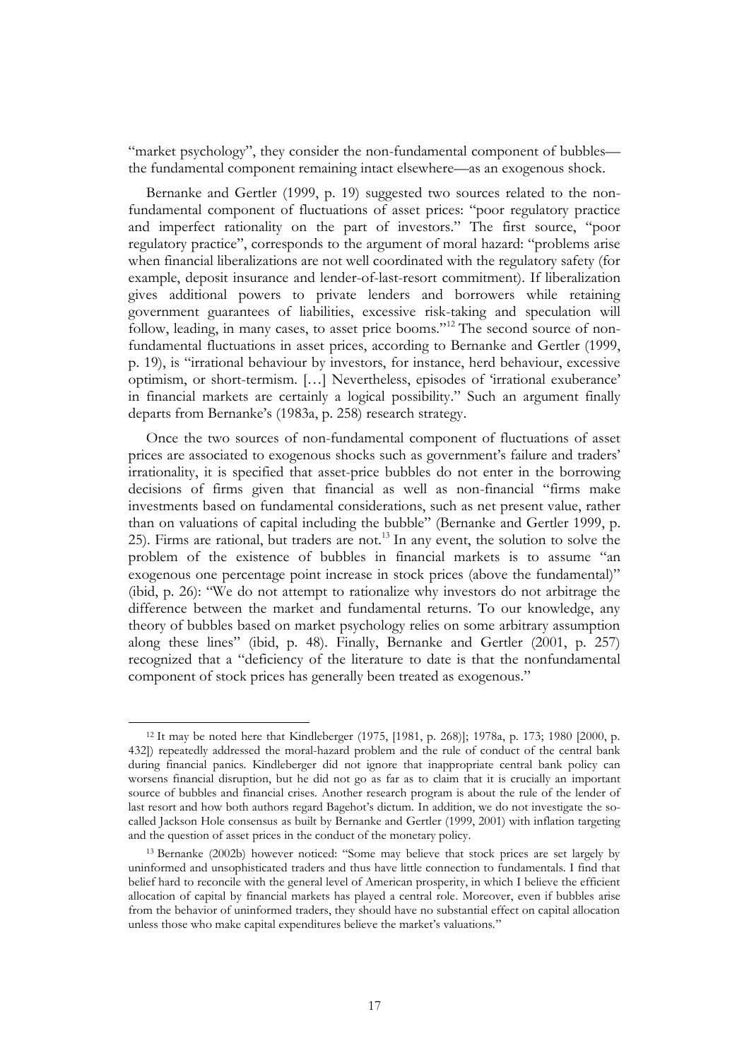"market psychology", they consider the non-fundamental component of bubbles—the fundamental component remaining intact elsewhere—as an exogenous shock.

Bernanke and Gertler (1999, p. 19) suggested two sources related to the non-fundamental component of fluctuations of asset prices: "poor regulatory practice and imperfect rationality on the part of investors." The first source, "poor regulatory practice", corresponds to the argument of moral hazard: "problems arise when financial liberalizations are not well coordinated with the regulatory safety (for example, deposit insurance and lender-of-last-resort commitment). If liberalization gives additional powers to private lenders and borrowers while retaining government guarantees of liabilities, excessive risk-taking and speculation will follow, leading, in many cases, to asset price booms."[12] The second source of non-fundamental fluctuations in asset prices, according to Bernanke and Gertler (1999, p. 19), is "irrational behaviour by investors, for instance, herd behaviour, excessive optimism, or short-termism. […] Nevertheless, episodes of 'irrational exuberance' in financial markets are certainly a logical possibility." Such an argument finally departs from Bernanke's (1983a, p. 258) research strategy.

Once the two sources of non-fundamental component of fluctuations of asset prices are associated to exogenous shocks such as government's failure and traders' irrationality, it is specified that asset-price bubbles do not enter in the borrowing decisions of firms given that financial as well as non-financial "firms make investments based on fundamental considerations, such as net present value, rather than on valuations of capital including the bubble" (Bernanke and Gertler 1999, p. 25). Firms are rational, but traders are not.[13] In any event, the solution to solve the problem of the existence of bubbles in financial markets is to assume "an exogenous one percentage point increase in stock prices (above the fundamental)" (ibid, p. 26): "We do not attempt to rationalize why investors do not arbitrage the difference between the market and fundamental returns. To our knowledge, any theory of bubbles based on market psychology relies on some arbitrary assumption along these lines" (ibid, p. 48). Finally, Bernanke and Gertler (2001, p. 257) recognized that a "deficiency of the literature to date is that the nonfundamental component of stock prices has generally been treated as exogenous."

---

[12] It may be noted here that Kindleberger (1975, [1981, p. 268]); 1978a, p. 173; 1980 [2000, p. 432]) repeatedly addressed the moral-hazard problem and the rule of conduct of the central bank during financial panics. Kindleberger did not ignore that inappropriate central bank policy can worsens financial disruption, but he did not go as far as to claim that it is crucially an important source of bubbles and financial crises. Another research program is about the rule of the lender of last resort and how both authors regard Bagehot's dictum. In addition, we do not investigate the so-called Jackson Hole consensus as built by Bernanke and Gertler (1999, 2001) with inflation targeting and the question of asset prices in the conduct of the monetary policy.

[13] Bernanke (2002b) however noticed: "Some may believe that stock prices are set largely by uninformed and unsophisticated traders and thus have little connection to fundamentals. I find that belief hard to reconcile with the general level of American prosperity, in which I believe the efficient allocation of capital by financial markets has played a central role. Moreover, even if bubbles arise from the behavior of uninformed traders, they should have no substantial effect on capital allocation unless those who make capital expenditures believe the market's valuations."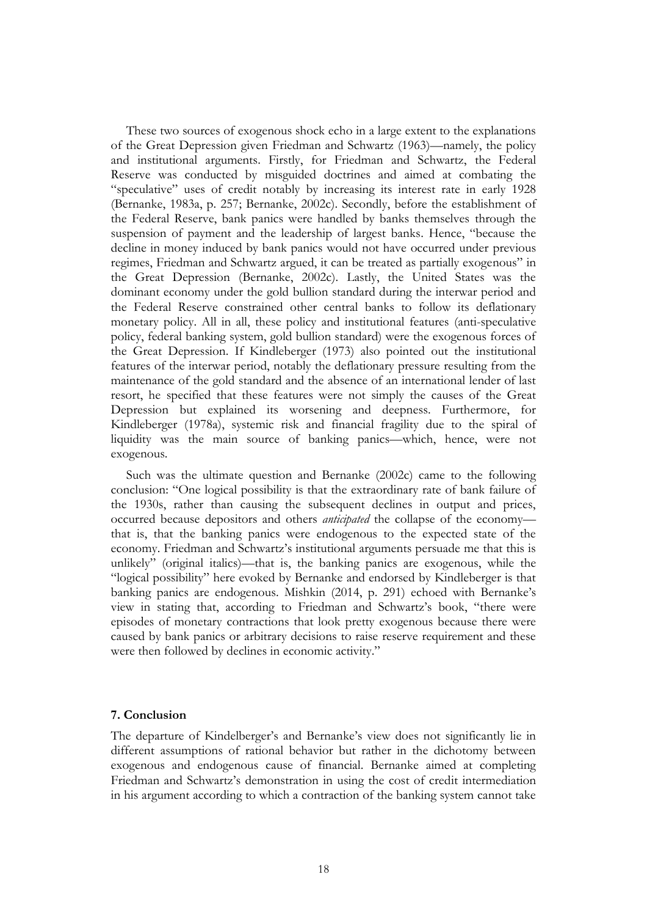These two sources of exogenous shock echo in a large extent to the explanations of the Great Depression given Friedman and Schwartz (1963)—namely, the policy and institutional arguments. Firstly, for Friedman and Schwartz, the Federal Reserve was conducted by misguided doctrines and aimed at combating the "speculative" uses of credit notably by increasing its interest rate in early 1928 (Bernanke, 1983a, p. 257; Bernanke, 2002c). Secondly, before the establishment of the Federal Reserve, bank panics were handled by banks themselves through the suspension of payment and the leadership of largest banks. Hence, "because the decline in money induced by bank panics would not have occurred under previous regimes, Friedman and Schwartz argued, it can be treated as partially exogenous" in the Great Depression (Bernanke, 2002c). Lastly, the United States was the dominant economy under the gold bullion standard during the interwar period and the Federal Reserve constrained other central banks to follow its deflationary monetary policy. All in all, these policy and institutional features (anti-speculative policy, federal banking system, gold bullion standard) were the exogenous forces of the Great Depression. If Kindleberger (1973) also pointed out the institutional features of the interwar period, notably the deflationary pressure resulting from the maintenance of the gold standard and the absence of an international lender of last resort, he specified that these features were not simply the causes of the Great Depression but explained its worsening and deepness. Furthermore, for Kindleberger (1978a), systemic risk and financial fragility due to the spiral of liquidity was the main source of banking panics—which, hence, were not exogenous.

Such was the ultimate question and Bernanke (2002c) came to the following conclusion: "One logical possibility is that the extraordinary rate of bank failure of the 1930s, rather than causing the subsequent declines in output and prices, occurred because depositors and others *anticipated* the collapse of the economy—that is, that the banking panics were endogenous to the expected state of the economy. Friedman and Schwartz's institutional arguments persuade me that this is unlikely" (original italics)—that is, the banking panics are exogenous, while the "logical possibility" here evoked by Bernanke and endorsed by Kindleberger is that banking panics are endogenous. Mishkin (2014, p. 291) echoed with Bernanke's view in stating that, according to Friedman and Schwartz's book, "there were episodes of monetary contractions that look pretty exogenous because there were caused by bank panics or arbitrary decisions to raise reserve requirement and these were then followed by declines in economic activity."

### 7. Conclusion

The departure of Kindelberger's and Bernanke's view does not significantly lie in different assumptions of rational behavior but rather in the dichotomy between exogenous and endogenous cause of financial. Bernanke aimed at completing Friedman and Schwartz's demonstration in using the cost of credit intermediation in his argument according to which a contraction of the banking system cannot take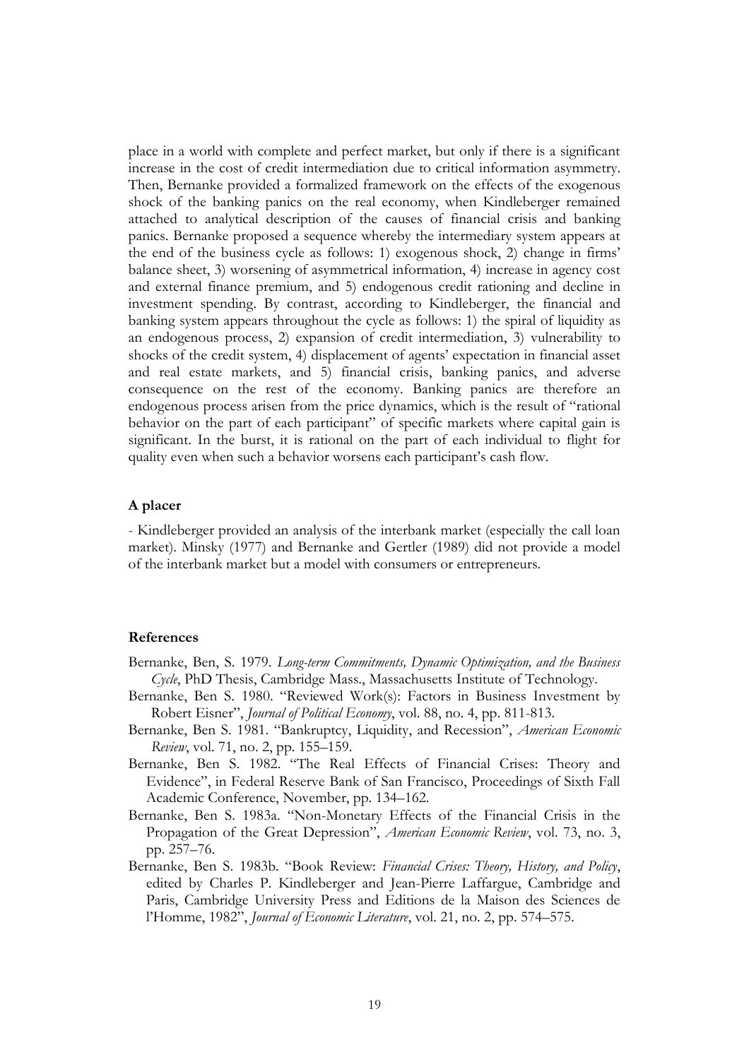place in a world with complete and perfect market, but only if there is a significant increase in the cost of credit intermediation due to critical information asymmetry. Then, Bernanke provided a formalized framework on the effects of the exogenous shock of the banking panics on the real economy, when Kindleberger remained attached to analytical description of the causes of financial crisis and banking panics. Bernanke proposed a sequence whereby the intermediary system appears at the end of the business cycle as follows: 1) exogenous shock, 2) change in firms' balance sheet, 3) worsening of asymmetrical information, 4) increase in agency cost and external finance premium, and 5) endogenous credit rationing and decline in investment spending. By contrast, according to Kindleberger, the financial and banking system appears throughout the cycle as follows: 1) the spiral of liquidity as an endogenous process, 2) expansion of credit intermediation, 3) vulnerability to shocks of the credit system, 4) displacement of agents' expectation in financial asset and real estate markets, and 5) financial crisis, banking panics, and adverse consequence on the rest of the economy. Banking panics are therefore an endogenous process arisen from the price dynamics, which is the result of "rational behavior on the part of each participant" of specific markets where capital gain is significant. In the burst, it is rational on the part of each individual to flight for quality even when such a behavior worsens each participant's cash flow.

### A placer

- Kindleberger provided an analysis of the interbank market (especially the call loan market). Minsky (1977) and Bernanke and Gertler (1989) did not provide a model of the interbank market but a model with consumers or entrepreneurs.

### References

Bernanke, Ben, S. 1979. *Long-term Commitments, Dynamic Optimization, and the Business Cycle*, PhD Thesis, Cambridge Mass., Massachusetts Institute of Technology.

Bernanke, Ben S. 1980. "Reviewed Work(s): Factors in Business Investment by Robert Eisner", *Journal of Political Economy*, vol. 88, no. 4, pp. 811-813.

Bernanke, Ben S. 1981. "Bankruptcy, Liquidity, and Recession", *American Economic Review*, vol. 71, no. 2, pp. 155–159.

Bernanke, Ben S. 1982. "The Real Effects of Financial Crises: Theory and Evidence", in Federal Reserve Bank of San Francisco, Proceedings of Sixth Fall Academic Conference, November, pp. 134–162.

Bernanke, Ben S. 1983a. "Non-Monetary Effects of the Financial Crisis in the Propagation of the Great Depression", *American Economic Review*, vol. 73, no. 3, pp. 257–76.

Bernanke, Ben S. 1983b. "Book Review: *Financial Crises: Theory, History, and Policy*, edited by Charles P. Kindleberger and Jean-Pierre Laffargue, Cambridge and Paris, Cambridge University Press and Editions de la Maison des Sciences de l'Homme, 1982", *Journal of Economic Literature*, vol. 21, no. 2, pp. 574–575.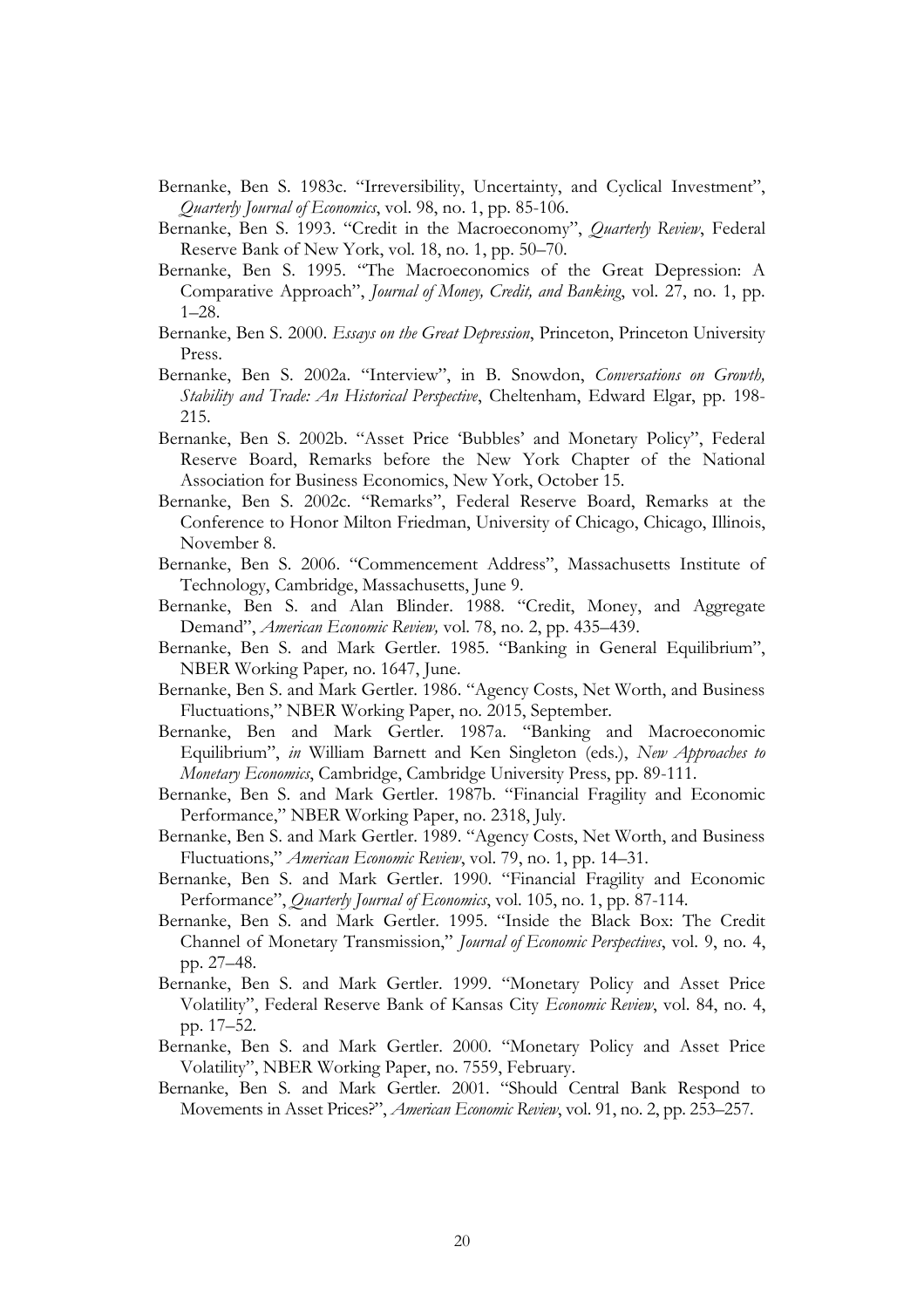Bernanke, Ben S. 1983c. "Irreversibility, Uncertainty, and Cyclical Investment", *Quarterly Journal of Economics*, vol. 98, no. 1, pp. 85-106.

Bernanke, Ben S. 1993. "Credit in the Macroeconomy", *Quarterly Review*, Federal Reserve Bank of New York, vol. 18, no. 1, pp. 50–70.

Bernanke, Ben S. 1995. "The Macroeconomics of the Great Depression: A Comparative Approach", *Journal of Money, Credit, and Banking*, vol. 27, no. 1, pp. 1–28.

Bernanke, Ben S. 2000. *Essays on the Great Depression*, Princeton, Princeton University Press.

Bernanke, Ben S. 2002a. "Interview", in B. Snowdon, *Conversations on Growth, Stability and Trade: An Historical Perspective*, Cheltenham, Edward Elgar, pp. 198-215.

Bernanke, Ben S. 2002b. "Asset Price 'Bubbles' and Monetary Policy", Federal Reserve Board, Remarks before the New York Chapter of the National Association for Business Economics, New York, October 15.

Bernanke, Ben S. 2002c. "Remarks", Federal Reserve Board, Remarks at the Conference to Honor Milton Friedman, University of Chicago, Chicago, Illinois, November 8.

Bernanke, Ben S. 2006. "Commencement Address", Massachusetts Institute of Technology, Cambridge, Massachusetts, June 9.

Bernanke, Ben S. and Alan Blinder. 1988. "Credit, Money, and Aggregate Demand", *American Economic Review,* vol. 78, no. 2, pp. 435–439.

Bernanke, Ben S. and Mark Gertler. 1985. "Banking in General Equilibrium", NBER Working Paper*,* no. 1647, June.

Bernanke, Ben S. and Mark Gertler. 1986. "Agency Costs, Net Worth, and Business Fluctuations," NBER Working Paper, no. 2015, September.

Bernanke, Ben and Mark Gertler. 1987a. "Banking and Macroeconomic Equilibrium", *in* William Barnett and Ken Singleton (eds.), *New Approaches to Monetary Economics*, Cambridge, Cambridge University Press, pp. 89-111.

Bernanke, Ben S. and Mark Gertler. 1987b. "Financial Fragility and Economic Performance," NBER Working Paper, no. 2318, July.

Bernanke, Ben S. and Mark Gertler. 1989. "Agency Costs, Net Worth, and Business Fluctuations," *American Economic Review*, vol. 79, no. 1, pp. 14–31.

Bernanke, Ben S. and Mark Gertler. 1990. "Financial Fragility and Economic Performance", *Quarterly Journal of Economics*, vol. 105, no. 1, pp. 87-114.

Bernanke, Ben S. and Mark Gertler. 1995. "Inside the Black Box: The Credit Channel of Monetary Transmission," *Journal of Economic Perspectives*, vol. 9, no. 4, pp. 27–48.

Bernanke, Ben S. and Mark Gertler. 1999. "Monetary Policy and Asset Price Volatility", Federal Reserve Bank of Kansas City *Economic Review*, vol. 84, no. 4, pp. 17–52.

Bernanke, Ben S. and Mark Gertler. 2000. "Monetary Policy and Asset Price Volatility", NBER Working Paper, no. 7559, February.

Bernanke, Ben S. and Mark Gertler. 2001. "Should Central Bank Respond to Movements in Asset Prices?", *American Economic Review*, vol. 91, no. 2, pp. 253–257.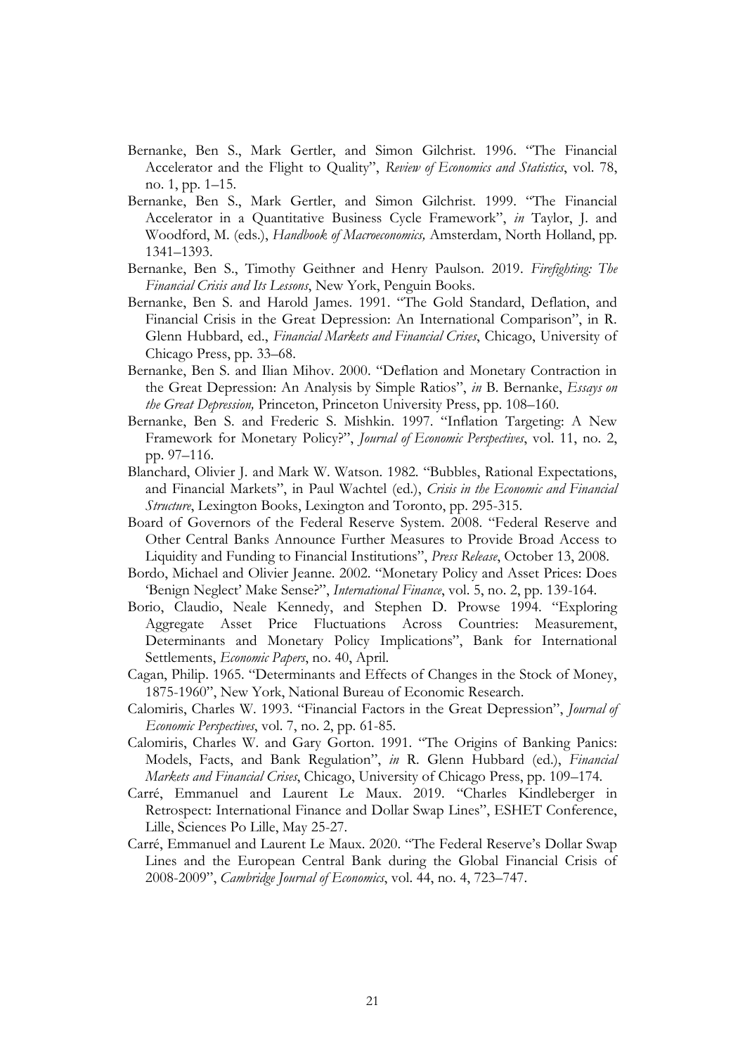Bernanke, Ben S., Mark Gertler, and Simon Gilchrist. 1996. "The Financial Accelerator and the Flight to Quality", *Review of Economics and Statistics*, vol. 78, no. 1, pp. 1–15.

Bernanke, Ben S., Mark Gertler, and Simon Gilchrist. 1999. "The Financial Accelerator in a Quantitative Business Cycle Framework", *in* Taylor, J. and Woodford, M. (eds.), *Handbook of Macroeconomics,* Amsterdam, North Holland, pp. 1341–1393.

Bernanke, Ben S., Timothy Geithner and Henry Paulson. 2019. *Firefighting: The Financial Crisis and Its Lessons*, New York, Penguin Books.

Bernanke, Ben S. and Harold James. 1991. "The Gold Standard, Deflation, and Financial Crisis in the Great Depression: An International Comparison", in R. Glenn Hubbard, ed., *Financial Markets and Financial Crises*, Chicago, University of Chicago Press, pp. 33–68.

Bernanke, Ben S. and Ilian Mihov. 2000. "Deflation and Monetary Contraction in the Great Depression: An Analysis by Simple Ratios", *in* B. Bernanke, *Essays on the Great Depression,* Princeton, Princeton University Press, pp. 108–160.

Bernanke, Ben S. and Frederic S. Mishkin. 1997. "Inflation Targeting: A New Framework for Monetary Policy?", *Journal of Economic Perspectives*, vol. 11, no. 2, pp. 97–116.

Blanchard, Olivier J. and Mark W. Watson. 1982. "Bubbles, Rational Expectations, and Financial Markets", in Paul Wachtel (ed.), *Crisis in the Economic and Financial Structure*, Lexington Books, Lexington and Toronto, pp. 295-315.

Board of Governors of the Federal Reserve System. 2008. "Federal Reserve and Other Central Banks Announce Further Measures to Provide Broad Access to Liquidity and Funding to Financial Institutions", *Press Release*, October 13, 2008.

Bordo, Michael and Olivier Jeanne. 2002. "Monetary Policy and Asset Prices: Does 'Benign Neglect' Make Sense?", *International Finance*, vol. 5, no. 2, pp. 139-164.

Borio, Claudio, Neale Kennedy, and Stephen D. Prowse 1994. "Exploring Aggregate Asset Price Fluctuations Across Countries: Measurement, Determinants and Monetary Policy Implications", Bank for International Settlements, *Economic Papers*, no. 40, April.

Cagan, Philip. 1965. "Determinants and Effects of Changes in the Stock of Money, 1875-1960", New York, National Bureau of Economic Research.

Calomiris, Charles W. 1993. "Financial Factors in the Great Depression", *Journal of Economic Perspectives*, vol. 7, no. 2, pp. 61-85.

Calomiris, Charles W. and Gary Gorton. 1991. "The Origins of Banking Panics: Models, Facts, and Bank Regulation", *in* R. Glenn Hubbard (ed.), *Financial Markets and Financial Crises*, Chicago, University of Chicago Press, pp. 109–174.

Carré, Emmanuel and Laurent Le Maux. 2019. "Charles Kindleberger in Retrospect: International Finance and Dollar Swap Lines", ESHET Conference, Lille, Sciences Po Lille, May 25-27.

Carré, Emmanuel and Laurent Le Maux. 2020. "The Federal Reserve's Dollar Swap Lines and the European Central Bank during the Global Financial Crisis of 2008-2009", *Cambridge Journal of Economics*, vol. 44, no. 4, 723–747.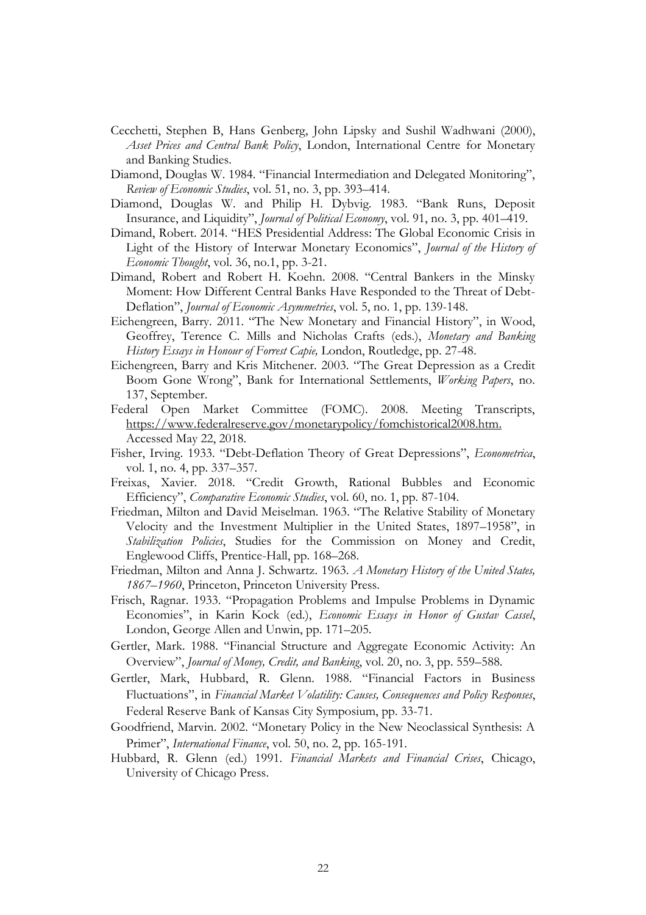Cecchetti, Stephen B, Hans Genberg, John Lipsky and Sushil Wadhwani (2000), *Asset Prices and Central Bank Policy*, London, International Centre for Monetary and Banking Studies.

Diamond, Douglas W. 1984. "Financial Intermediation and Delegated Monitoring", *Review of Economic Studies*, vol. 51, no. 3, pp. 393–414.

Diamond, Douglas W. and Philip H. Dybvig. 1983. "Bank Runs, Deposit Insurance, and Liquidity", *Journal of Political Economy*, vol. 91, no. 3, pp. 401–419.

Dimand, Robert. 2014. "HES Presidential Address: The Global Economic Crisis in Light of the History of Interwar Monetary Economics", *Journal of the History of Economic Thought*, vol. 36, no.1, pp. 3-21.

Dimand, Robert and Robert H. Koehn. 2008. "Central Bankers in the Minsky Moment: How Different Central Banks Have Responded to the Threat of Debt-Deflation", *Journal of Economic Asymmetries*, vol. 5, no. 1, pp. 139-148.

Eichengreen, Barry. 2011. "The New Monetary and Financial History", in Wood, Geoffrey, Terence C. Mills and Nicholas Crafts (eds.), *Monetary and Banking History Essays in Honour of Forrest Capie,* London, Routledge, pp. 27-48.

Eichengreen, Barry and Kris Mitchener. 2003. "The Great Depression as a Credit Boom Gone Wrong", Bank for International Settlements, *Working Papers*, no. 137, September.

Federal Open Market Committee (FOMC). 2008. Meeting Transcripts, https://www.federalreserve.gov/monetarypolicy/fomchistorical2008.htm. Accessed May 22, 2018.

Fisher, Irving. 1933. "Debt-Deflation Theory of Great Depressions", *Econometrica*, vol. 1, no. 4, pp. 337–357.

Freixas, Xavier. 2018. "Credit Growth, Rational Bubbles and Economic Efficiency", *Comparative Economic Studies*, vol. 60, no. 1, pp. 87-104.

Friedman, Milton and David Meiselman. 1963. "The Relative Stability of Monetary Velocity and the Investment Multiplier in the United States, 1897–1958", in *Stabilization Policies*, Studies for the Commission on Money and Credit, Englewood Cliffs, Prentice-Hall, pp. 168–268.

Friedman, Milton and Anna J. Schwartz. 1963. *A Monetary History of the United States, 1867–1960*, Princeton, Princeton University Press.

Frisch, Ragnar. 1933. "Propagation Problems and Impulse Problems in Dynamic Economies", in Karin Kock (ed.), *Economic Essays in Honor of Gustav Cassel*, London, George Allen and Unwin, pp. 171–205.

Gertler, Mark. 1988. "Financial Structure and Aggregate Economic Activity: An Overview", *Journal of Money, Credit, and Banking*, vol. 20, no. 3, pp. 559–588.

Gertler, Mark, Hubbard, R. Glenn. 1988. "Financial Factors in Business Fluctuations", in *Financial Market Volatility: Causes, Consequences and Policy Responses*, Federal Reserve Bank of Kansas City Symposium, pp. 33-71.

Goodfriend, Marvin. 2002. "Monetary Policy in the New Neoclassical Synthesis: A Primer", *International Finance*, vol. 50, no. 2, pp. 165-191.

Hubbard, R. Glenn (ed.) 1991. *Financial Markets and Financial Crises*, Chicago, University of Chicago Press.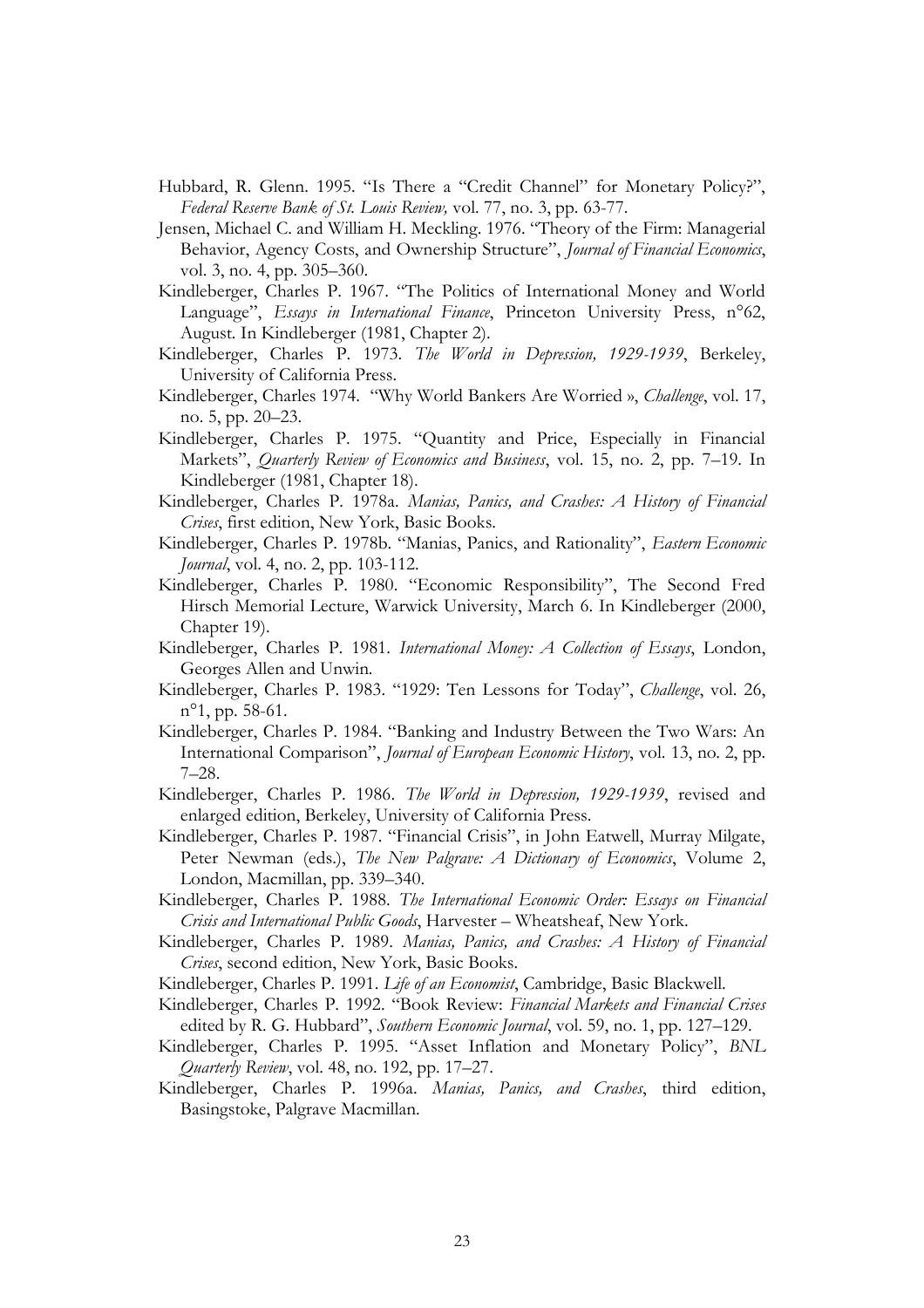Hubbard, R. Glenn. 1995. "Is There a "Credit Channel" for Monetary Policy?", *Federal Reserve Bank of St. Louis Review,* vol. 77, no. 3, pp. 63-77.

Jensen, Michael C. and William H. Meckling. 1976. "Theory of the Firm: Managerial Behavior, Agency Costs, and Ownership Structure", *Journal of Financial Economics*, vol. 3, no. 4, pp. 305–360.

Kindleberger, Charles P. 1967. "The Politics of International Money and World Language", *Essays in International Finance*, Princeton University Press, n°62, August. In Kindleberger (1981, Chapter 2).

Kindleberger, Charles P. 1973. *The World in Depression, 1929-1939*, Berkeley, University of California Press.

Kindleberger, Charles 1974. "Why World Bankers Are Worried », *Challenge*, vol. 17, no. 5, pp. 20–23.

Kindleberger, Charles P. 1975. "Quantity and Price, Especially in Financial Markets", *Quarterly Review of Economics and Business*, vol. 15, no. 2, pp. 7–19. In Kindleberger (1981, Chapter 18).

Kindleberger, Charles P. 1978a. *Manias, Panics, and Crashes: A History of Financial Crises*, first edition, New York, Basic Books.

Kindleberger, Charles P. 1978b. "Manias, Panics, and Rationality", *Eastern Economic Journal*, vol. 4, no. 2, pp. 103-112.

Kindleberger, Charles P. 1980. "Economic Responsibility", The Second Fred Hirsch Memorial Lecture, Warwick University, March 6. In Kindleberger (2000, Chapter 19).

Kindleberger, Charles P. 1981. *International Money: A Collection of Essays*, London, Georges Allen and Unwin.

Kindleberger, Charles P. 1983. "1929: Ten Lessons for Today", *Challenge*, vol. 26, n°1, pp. 58-61.

Kindleberger, Charles P. 1984. "Banking and Industry Between the Two Wars: An International Comparison", *Journal of European Economic History*, vol. 13, no. 2, pp. 7–28.

Kindleberger, Charles P. 1986. *The World in Depression, 1929-1939*, revised and enlarged edition, Berkeley, University of California Press.

Kindleberger, Charles P. 1987. "Financial Crisis", in John Eatwell, Murray Milgate, Peter Newman (eds.), *The New Palgrave: A Dictionary of Economics*, Volume 2, London, Macmillan, pp. 339–340.

Kindleberger, Charles P. 1988. *The International Economic Order: Essays on Financial Crisis and International Public Goods*, Harvester – Wheatsheaf, New York.

Kindleberger, Charles P. 1989. *Manias, Panics, and Crashes: A History of Financial Crises*, second edition, New York, Basic Books.

Kindleberger, Charles P. 1991. *Life of an Economist*, Cambridge, Basic Blackwell.

Kindleberger, Charles P. 1992. "Book Review: *Financial Markets and Financial Crises* edited by R. G. Hubbard", *Southern Economic Journal*, vol. 59, no. 1, pp. 127–129.

Kindleberger, Charles P. 1995. "Asset Inflation and Monetary Policy", *BNL Quarterly Review*, vol. 48, no. 192, pp. 17–27.

Kindleberger, Charles P. 1996a. *Manias, Panics, and Crashes*, third edition, Basingstoke, Palgrave Macmillan.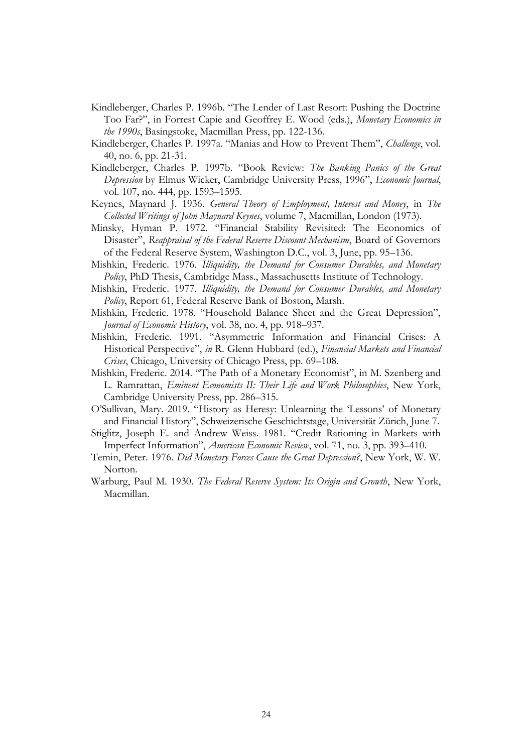Kindleberger, Charles P. 1996b. "The Lender of Last Resort: Pushing the Doctrine Too Far?", in Forrest Capie and Geoffrey E. Wood (eds.), *Monetary Economics in the 1990s*, Basingstoke, Macmillan Press, pp. 122-136.

Kindleberger, Charles P. 1997a. "Manias and How to Prevent Them", *Challenge*, vol. 40, no. 6, pp. 21-31.

Kindleberger, Charles P. 1997b. "Book Review: *The Banking Panics of the Great Depression* by Elmus Wicker, Cambridge University Press, 1996", *Economic Journal*, vol. 107, no. 444, pp. 1593–1595.

Keynes, Maynard J. 1936. *General Theory of Employment, Interest and Money*, in *The Collected Writings of John Maynard Keynes*, volume 7, Macmillan, London (1973).

Minsky, Hyman P. 1972. "Financial Stability Revisited: The Economics of Disaster", *Reappraisal of the Federal Reserve Discount Mechanism*, Board of Governors of the Federal Reserve System, Washington D.C., vol. 3, June, pp. 95–136.

Mishkin, Frederic. 1976. *Illiquidity, the Demand for Consumer Durables, and Monetary Policy*, PhD Thesis, Cambridge Mass., Massachusetts Institute of Technology.

Mishkin, Frederic. 1977. *Illiquidity, the Demand for Consumer Durables, and Monetary Policy*, Report 61, Federal Reserve Bank of Boston, Marsh.

Mishkin, Frederic. 1978. "Household Balance Sheet and the Great Depression", *Journal of Economic History*, vol. 38, no. 4, pp. 918–937.

Mishkin, Frederic. 1991. "Asymmetric Information and Financial Crises: A Historical Perspective", *in* R. Glenn Hubbard (ed.), *Financial Markets and Financial Crises*, Chicago, University of Chicago Press, pp. 69–108.

Mishkin, Frederic. 2014. "The Path of a Monetary Economist", in M. Szenberg and L. Ramrattan, *Eminent Economists II: Their Life and Work Philosophies*, New York, Cambridge University Press, pp. 286–315.

O'Sullivan, Mary. 2019. "History as Heresy: Unlearning the 'Lessons' of Monetary and Financial History", Schweizerische Geschichtstage, Universität Zürich, June 7.

Stiglitz, Joseph E. and Andrew Weiss. 1981. "Credit Rationing in Markets with Imperfect Information", *American Economic Review*, vol. 71, no. 3, pp. 393–410.

Temin, Peter. 1976. *Did Monetary Forces Cause the Great Depression?*, New York, W. W. Norton.

Warburg, Paul M. 1930. *The Federal Reserve System: Its Origin and Growth*, New York, Macmillan.